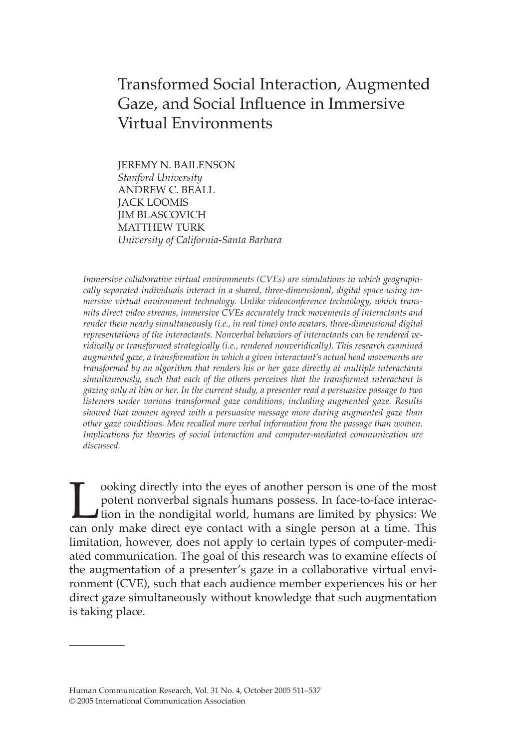# Transformed Social Interaction, Augmented Gaze, and Social Influence in Immersive Virtual Environments

JEREMY N. BAILENSON
*Stanford University*
ANDREW C. BEALL
JACK LOOMIS
JIM BLASCOVICH
MATTHEW TURK
*University of California-Santa Barbara*

*Immersive collaborative virtual environments (CVEs) are simulations in which geographically separated individuals interact in a shared, three-dimensional, digital space using immersive virtual environment technology. Unlike videoconference technology, which transmits direct video streams, immersive CVEs accurately track movements of interactants and render them nearly simultaneously (i.e., in real time) onto avatars, three-dimensional digital representations of the interactants. Nonverbal behaviors of interactants can be rendered veridically or transformed strategically (i.e., rendered nonveridically). This research examined augmented gaze, a transformation in which a given interactant's actual head movements are transformed by an algorithm that renders his or her gaze directly at multiple interactants simultaneously, such that each of the others perceives that the transformed interactant is gazing only at him or her. In the current study, a presenter read a persuasive passage to two listeners under various transformed gaze conditions, including augmented gaze. Results showed that women agreed with a persuasive message more during augmented gaze than other gaze conditions. Men recalled more verbal information from the passage than women. Implications for theories of social interaction and computer-mediated communication are discussed.*

Looking directly into the eyes of another person is one of the most potent nonverbal signals humans possess. In face-to-face interaction in the nondigital world, humans are limited by physics: We can only make direct eye contact with a single person at a time. This limitation, however, does not apply to certain types of computer-mediated communication. The goal of this research was to examine effects of the augmentation of a presenter's gaze in a collaborative virtual environment (CVE), such that each audience member experiences his or her direct gaze simultaneously without knowledge that such augmentation is taking place.

---

Human Communication Research, Vol. 31 No. 4, October 2005 511–537
© 2005 International Communication Association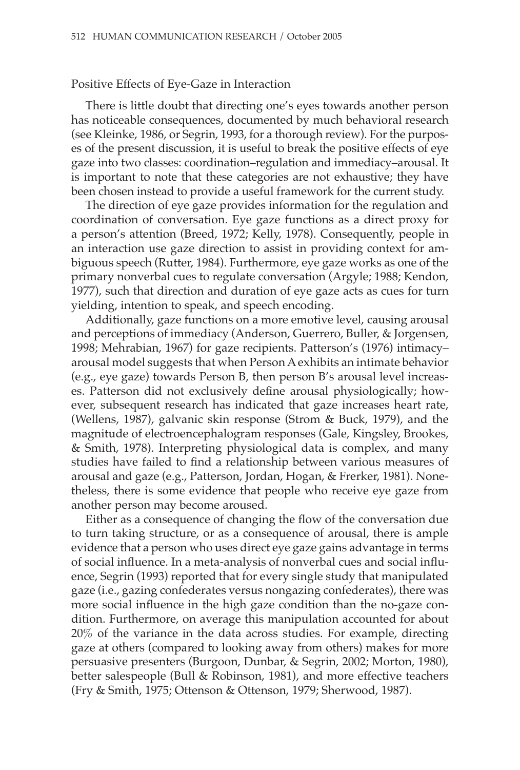## Positive Effects of Eye-Gaze in Interaction

There is little doubt that directing one's eyes towards another person has noticeable consequences, documented by much behavioral research (see Kleinke, 1986, or Segrin, 1993, for a thorough review). For the purposes of the present discussion, it is useful to break the positive effects of eye gaze into two classes: coordination–regulation and immediacy–arousal. It is important to note that these categories are not exhaustive; they have been chosen instead to provide a useful framework for the current study.

The direction of eye gaze provides information for the regulation and coordination of conversation. Eye gaze functions as a direct proxy for a person's attention (Breed, 1972; Kelly, 1978). Consequently, people in an interaction use gaze direction to assist in providing context for ambiguous speech (Rutter, 1984). Furthermore, eye gaze works as one of the primary nonverbal cues to regulate conversation (Argyle; 1988; Kendon, 1977), such that direction and duration of eye gaze acts as cues for turn yielding, intention to speak, and speech encoding.

Additionally, gaze functions on a more emotive level, causing arousal and perceptions of immediacy (Anderson, Guerrero, Buller, & Jorgensen, 1998; Mehrabian, 1967) for gaze recipients. Patterson's (1976) intimacy–arousal model suggests that when Person A exhibits an intimate behavior (e.g., eye gaze) towards Person B, then person B's arousal level increases. Patterson did not exclusively define arousal physiologically; however, subsequent research has indicated that gaze increases heart rate, (Wellens, 1987), galvanic skin response (Strom & Buck, 1979), and the magnitude of electroencephalogram responses (Gale, Kingsley, Brookes, & Smith, 1978). Interpreting physiological data is complex, and many studies have failed to find a relationship between various measures of arousal and gaze (e.g., Patterson, Jordan, Hogan, & Frerker, 1981). Nonetheless, there is some evidence that people who receive eye gaze from another person may become aroused.

Either as a consequence of changing the flow of the conversation due to turn taking structure, or as a consequence of arousal, there is ample evidence that a person who uses direct eye gaze gains advantage in terms of social influence. In a meta-analysis of nonverbal cues and social influence, Segrin (1993) reported that for every single study that manipulated gaze (i.e., gazing confederates versus nongazing confederates), there was more social influence in the high gaze condition than the no-gaze condition. Furthermore, on average this manipulation accounted for about 20% of the variance in the data across studies. For example, directing gaze at others (compared to looking away from others) makes for more persuasive presenters (Burgoon, Dunbar, & Segrin, 2002; Morton, 1980), better salespeople (Bull & Robinson, 1981), and more effective teachers (Fry & Smith, 1975; Ottenson & Ottenson, 1979; Sherwood, 1987).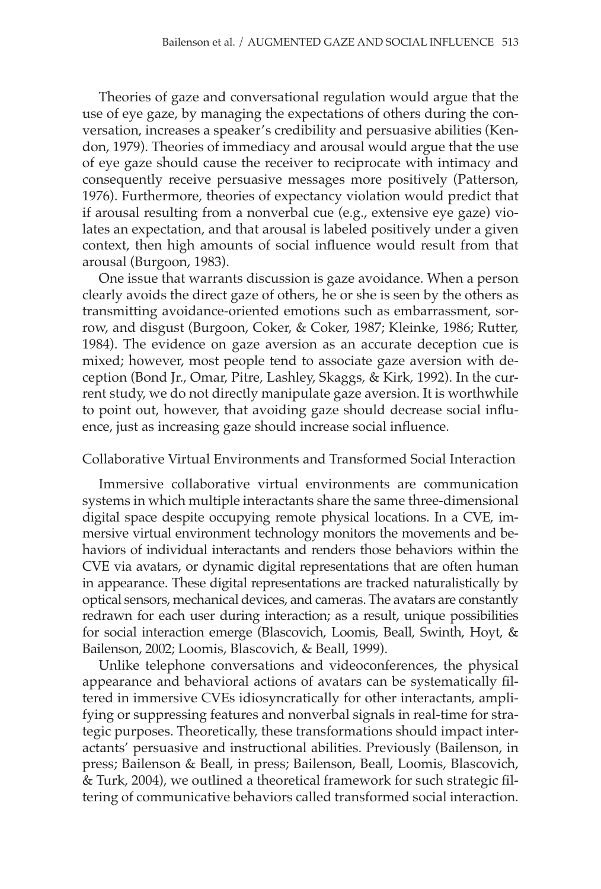Theories of gaze and conversational regulation would argue that the use of eye gaze, by managing the expectations of others during the conversation, increases a speaker's credibility and persuasive abilities (Kendon, 1979). Theories of immediacy and arousal would argue that the use of eye gaze should cause the receiver to reciprocate with intimacy and consequently receive persuasive messages more positively (Patterson, 1976). Furthermore, theories of expectancy violation would predict that if arousal resulting from a nonverbal cue (e.g., extensive eye gaze) violates an expectation, and that arousal is labeled positively under a given context, then high amounts of social influence would result from that arousal (Burgoon, 1983).

One issue that warrants discussion is gaze avoidance. When a person clearly avoids the direct gaze of others, he or she is seen by the others as transmitting avoidance-oriented emotions such as embarrassment, sorrow, and disgust (Burgoon, Coker, & Coker, 1987; Kleinke, 1986; Rutter, 1984). The evidence on gaze aversion as an accurate deception cue is mixed; however, most people tend to associate gaze aversion with deception (Bond Jr., Omar, Pitre, Lashley, Skaggs, & Kirk, 1992). In the current study, we do not directly manipulate gaze aversion. It is worthwhile to point out, however, that avoiding gaze should decrease social influence, just as increasing gaze should increase social influence.

## Collaborative Virtual Environments and Transformed Social Interaction

Immersive collaborative virtual environments are communication systems in which multiple interactants share the same three-dimensional digital space despite occupying remote physical locations. In a CVE, immersive virtual environment technology monitors the movements and behaviors of individual interactants and renders those behaviors within the CVE via avatars, or dynamic digital representations that are often human in appearance. These digital representations are tracked naturalistically by optical sensors, mechanical devices, and cameras. The avatars are constantly redrawn for each user during interaction; as a result, unique possibilities for social interaction emerge (Blascovich, Loomis, Beall, Swinth, Hoyt, & Bailenson, 2002; Loomis, Blascovich, & Beall, 1999).

Unlike telephone conversations and videoconferences, the physical appearance and behavioral actions of avatars can be systematically filtered in immersive CVEs idiosyncratically for other interactants, amplifying or suppressing features and nonverbal signals in real-time for strategic purposes. Theoretically, these transformations should impact interactants' persuasive and instructional abilities. Previously (Bailenson, in press; Bailenson & Beall, in press; Bailenson, Beall, Loomis, Blascovich, & Turk, 2004), we outlined a theoretical framework for such strategic filtering of communicative behaviors called transformed social interaction.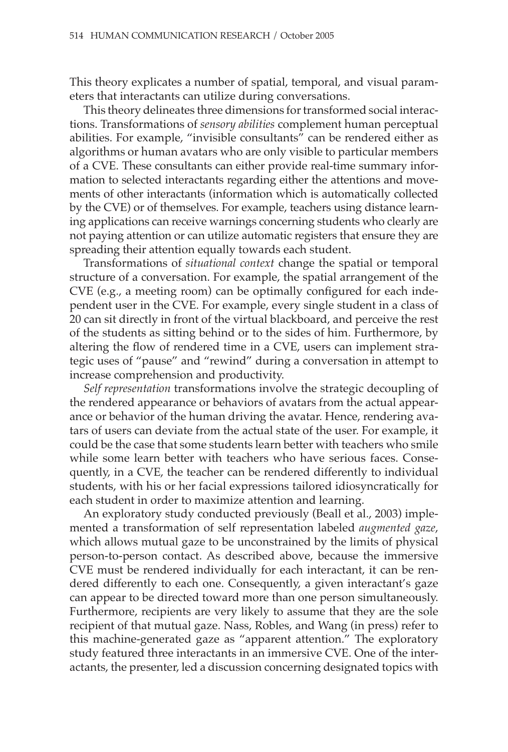This theory explicates a number of spatial, temporal, and visual parameters that interactants can utilize during conversations.

This theory delineates three dimensions for transformed social interactions. Transformations of *sensory abilities* complement human perceptual abilities. For example, "invisible consultants" can be rendered either as algorithms or human avatars who are only visible to particular members of a CVE. These consultants can either provide real-time summary information to selected interactants regarding either the attentions and movements of other interactants (information which is automatically collected by the CVE) or of themselves. For example, teachers using distance learning applications can receive warnings concerning students who clearly are not paying attention or can utilize automatic registers that ensure they are spreading their attention equally towards each student.

Transformations of *situational context* change the spatial or temporal structure of a conversation. For example, the spatial arrangement of the CVE (e.g., a meeting room) can be optimally configured for each independent user in the CVE. For example, every single student in a class of 20 can sit directly in front of the virtual blackboard, and perceive the rest of the students as sitting behind or to the sides of him. Furthermore, by altering the flow of rendered time in a CVE, users can implement strategic uses of "pause" and "rewind" during a conversation in attempt to increase comprehension and productivity.

*Self representation* transformations involve the strategic decoupling of the rendered appearance or behaviors of avatars from the actual appearance or behavior of the human driving the avatar. Hence, rendering avatars of users can deviate from the actual state of the user. For example, it could be the case that some students learn better with teachers who smile while some learn better with teachers who have serious faces. Consequently, in a CVE, the teacher can be rendered differently to individual students, with his or her facial expressions tailored idiosyncratically for each student in order to maximize attention and learning.

An exploratory study conducted previously (Beall et al., 2003) implemented a transformation of self representation labeled *augmented gaze*, which allows mutual gaze to be unconstrained by the limits of physical person-to-person contact. As described above, because the immersive CVE must be rendered individually for each interactant, it can be rendered differently to each one. Consequently, a given interactant's gaze can appear to be directed toward more than one person simultaneously. Furthermore, recipients are very likely to assume that they are the sole recipient of that mutual gaze. Nass, Robles, and Wang (in press) refer to this machine-generated gaze as "apparent attention." The exploratory study featured three interactants in an immersive CVE. One of the interactants, the presenter, led a discussion concerning designated topics with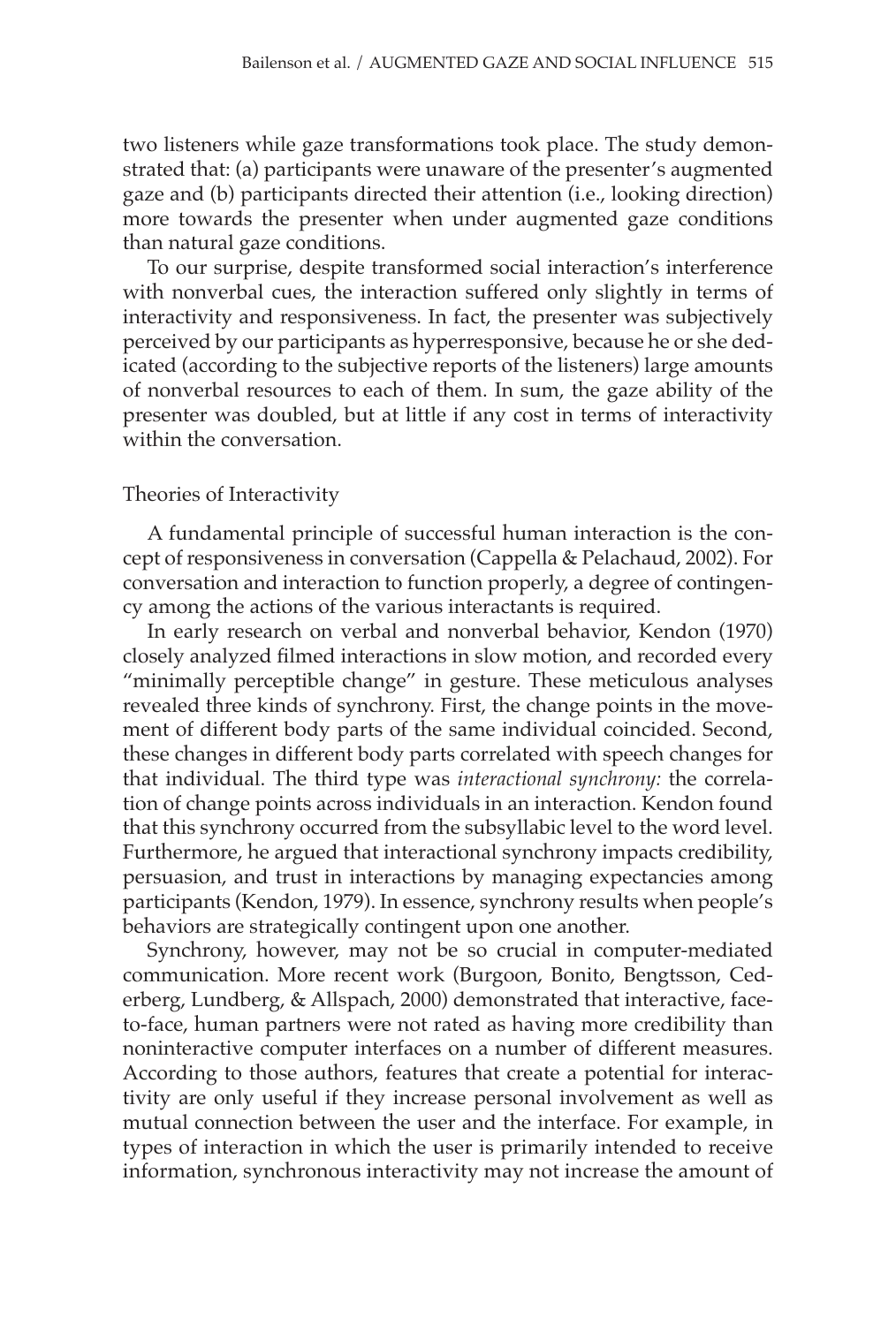two listeners while gaze transformations took place. The study demonstrated that: (a) participants were unaware of the presenter's augmented gaze and (b) participants directed their attention (i.e., looking direction) more towards the presenter when under augmented gaze conditions than natural gaze conditions.

To our surprise, despite transformed social interaction's interference with nonverbal cues, the interaction suffered only slightly in terms of interactivity and responsiveness. In fact, the presenter was subjectively perceived by our participants as hyperresponsive, because he or she dedicated (according to the subjective reports of the listeners) large amounts of nonverbal resources to each of them. In sum, the gaze ability of the presenter was doubled, but at little if any cost in terms of interactivity within the conversation.

## Theories of Interactivity

A fundamental principle of successful human interaction is the concept of responsiveness in conversation (Cappella & Pelachaud, 2002). For conversation and interaction to function properly, a degree of contingency among the actions of the various interactants is required.

In early research on verbal and nonverbal behavior, Kendon (1970) closely analyzed filmed interactions in slow motion, and recorded every "minimally perceptible change" in gesture. These meticulous analyses revealed three kinds of synchrony. First, the change points in the movement of different body parts of the same individual coincided. Second, these changes in different body parts correlated with speech changes for that individual. The third type was *interactional synchrony:* the correlation of change points across individuals in an interaction. Kendon found that this synchrony occurred from the subsyllabic level to the word level. Furthermore, he argued that interactional synchrony impacts credibility, persuasion, and trust in interactions by managing expectancies among participants (Kendon, 1979). In essence, synchrony results when people's behaviors are strategically contingent upon one another.

Synchrony, however, may not be so crucial in computer-mediated communication. More recent work (Burgoon, Bonito, Bengtsson, Cederberg, Lundberg, & Allspach, 2000) demonstrated that interactive, face-to-face, human partners were not rated as having more credibility than noninteractive computer interfaces on a number of different measures. According to those authors, features that create a potential for interactivity are only useful if they increase personal involvement as well as mutual connection between the user and the interface. For example, in types of interaction in which the user is primarily intended to receive information, synchronous interactivity may not increase the amount of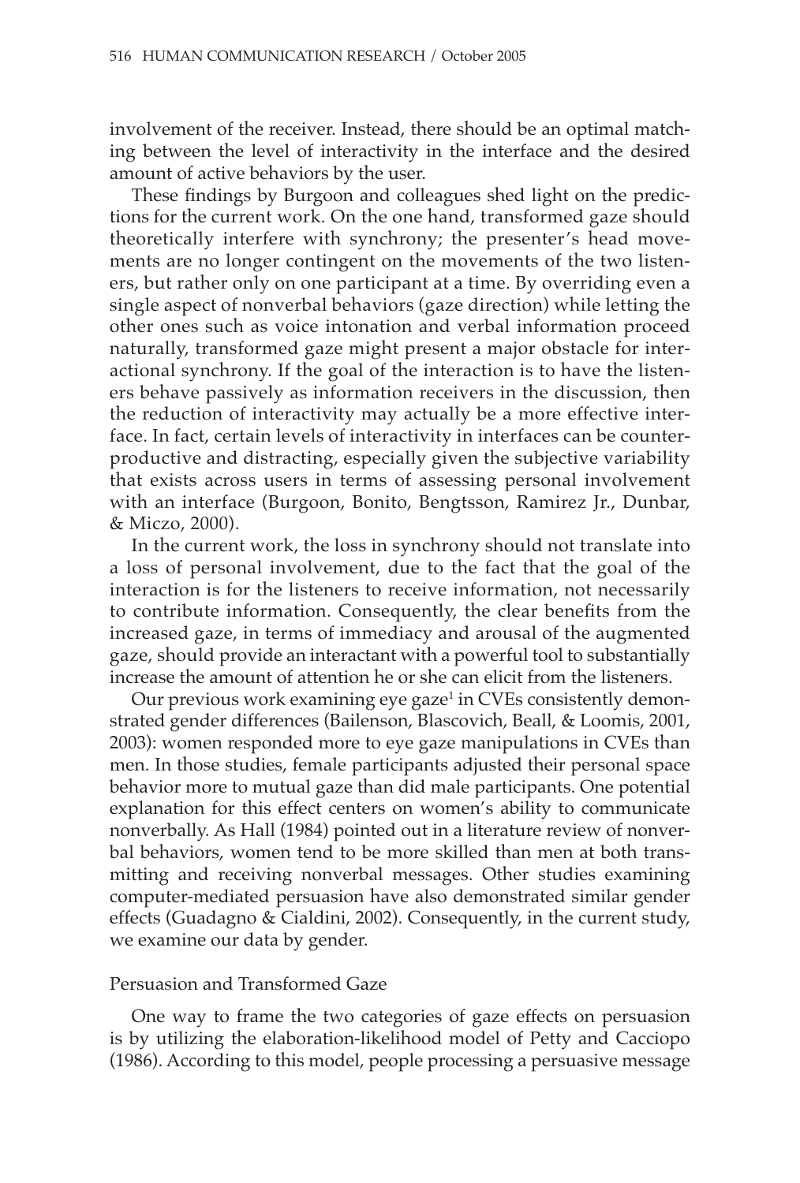involvement of the receiver. Instead, there should be an optimal matching between the level of interactivity in the interface and the desired amount of active behaviors by the user.

These findings by Burgoon and colleagues shed light on the predictions for the current work. On the one hand, transformed gaze should theoretically interfere with synchrony; the presenter's head movements are no longer contingent on the movements of the two listeners, but rather only on one participant at a time. By overriding even a single aspect of nonverbal behaviors (gaze direction) while letting the other ones such as voice intonation and verbal information proceed naturally, transformed gaze might present a major obstacle for interactional synchrony. If the goal of the interaction is to have the listeners behave passively as information receivers in the discussion, then the reduction of interactivity may actually be a more effective interface. In fact, certain levels of interactivity in interfaces can be counterproductive and distracting, especially given the subjective variability that exists across users in terms of assessing personal involvement with an interface (Burgoon, Bonito, Bengtsson, Ramirez Jr., Dunbar, & Miczo, 2000).

In the current work, the loss in synchrony should not translate into a loss of personal involvement, due to the fact that the goal of the interaction is for the listeners to receive information, not necessarily to contribute information. Consequently, the clear benefits from the increased gaze, in terms of immediacy and arousal of the augmented gaze, should provide an interactant with a powerful tool to substantially increase the amount of attention he or she can elicit from the listeners.

Our previous work examining eye gaze[1] in CVEs consistently demonstrated gender differences (Bailenson, Blascovich, Beall, & Loomis, 2001, 2003): women responded more to eye gaze manipulations in CVEs than men. In those studies, female participants adjusted their personal space behavior more to mutual gaze than did male participants. One potential explanation for this effect centers on women's ability to communicate nonverbally. As Hall (1984) pointed out in a literature review of nonverbal behaviors, women tend to be more skilled than men at both transmitting and receiving nonverbal messages. Other studies examining computer-mediated persuasion have also demonstrated similar gender effects (Guadagno & Cialdini, 2002). Consequently, in the current study, we examine our data by gender.

## Persuasion and Transformed Gaze

One way to frame the two categories of gaze effects on persuasion is by utilizing the elaboration-likelihood model of Petty and Cacciopo (1986). According to this model, people processing a persuasive message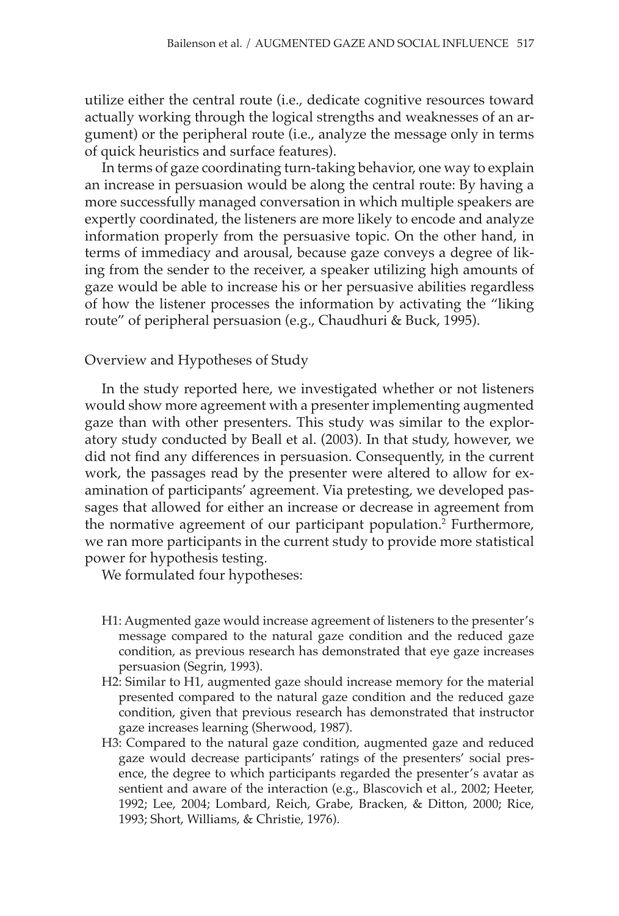utilize either the central route (i.e., dedicate cognitive resources toward actually working through the logical strengths and weaknesses of an argument) or the peripheral route (i.e., analyze the message only in terms of quick heuristics and surface features).

In terms of gaze coordinating turn-taking behavior, one way to explain an increase in persuasion would be along the central route: By having a more successfully managed conversation in which multiple speakers are expertly coordinated, the listeners are more likely to encode and analyze information properly from the persuasive topic. On the other hand, in terms of immediacy and arousal, because gaze conveys a degree of liking from the sender to the receiver, a speaker utilizing high amounts of gaze would be able to increase his or her persuasive abilities regardless of how the listener processes the information by activating the "liking route" of peripheral persuasion (e.g., Chaudhuri & Buck, 1995).

## Overview and Hypotheses of Study

In the study reported here, we investigated whether or not listeners would show more agreement with a presenter implementing augmented gaze than with other presenters. This study was similar to the exploratory study conducted by Beall et al. (2003). In that study, however, we did not find any differences in persuasion. Consequently, in the current work, the passages read by the presenter were altered to allow for examination of participants' agreement. Via pretesting, we developed passages that allowed for either an increase or decrease in agreement from the normative agreement of our participant population.[2] Furthermore, we ran more participants in the current study to provide more statistical power for hypothesis testing.

We formulated four hypotheses:

- H1: Augmented gaze would increase agreement of listeners to the presenter's message compared to the natural gaze condition and the reduced gaze condition, as previous research has demonstrated that eye gaze increases persuasion (Segrin, 1993).
- H2: Similar to H1, augmented gaze should increase memory for the material presented compared to the natural gaze condition and the reduced gaze condition, given that previous research has demonstrated that instructor gaze increases learning (Sherwood, 1987).
- H3: Compared to the natural gaze condition, augmented gaze and reduced gaze would decrease participants' ratings of the presenters' social presence, the degree to which participants regarded the presenter's avatar as sentient and aware of the interaction (e.g., Blascovich et al., 2002; Heeter, 1992; Lee, 2004; Lombard, Reich, Grabe, Bracken, & Ditton, 2000; Rice, 1993; Short, Williams, & Christie, 1976).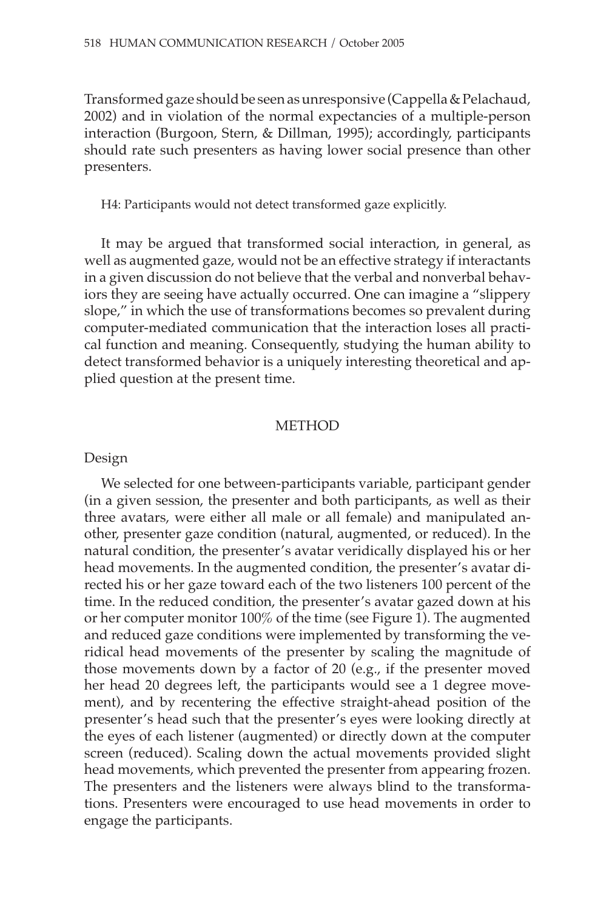Transformed gaze should be seen as unresponsive (Cappella & Pelachaud, 2002) and in violation of the normal expectancies of a multiple-person interaction (Burgoon, Stern, & Dillman, 1995); accordingly, participants should rate such presenters as having lower social presence than other presenters.

H4: Participants would not detect transformed gaze explicitly.

It may be argued that transformed social interaction, in general, as well as augmented gaze, would not be an effective strategy if interactants in a given discussion do not believe that the verbal and nonverbal behaviors they are seeing have actually occurred. One can imagine a "slippery slope," in which the use of transformations becomes so prevalent during computer-mediated communication that the interaction loses all practical function and meaning. Consequently, studying the human ability to detect transformed behavior is a uniquely interesting theoretical and applied question at the present time.

## METHOD

### Design

We selected for one between-participants variable, participant gender (in a given session, the presenter and both participants, as well as their three avatars, were either all male or all female) and manipulated another, presenter gaze condition (natural, augmented, or reduced). In the natural condition, the presenter's avatar veridically displayed his or her head movements. In the augmented condition, the presenter's avatar directed his or her gaze toward each of the two listeners 100 percent of the time. In the reduced condition, the presenter's avatar gazed down at his or her computer monitor 100% of the time (see Figure 1). The augmented and reduced gaze conditions were implemented by transforming the veridical head movements of the presenter by scaling the magnitude of those movements down by a factor of 20 (e.g., if the presenter moved her head 20 degrees left, the participants would see a 1 degree movement), and by recentering the effective straight-ahead position of the presenter's head such that the presenter's eyes were looking directly at the eyes of each listener (augmented) or directly down at the computer screen (reduced). Scaling down the actual movements provided slight head movements, which prevented the presenter from appearing frozen. The presenters and the listeners were always blind to the transformations. Presenters were encouraged to use head movements in order to engage the participants.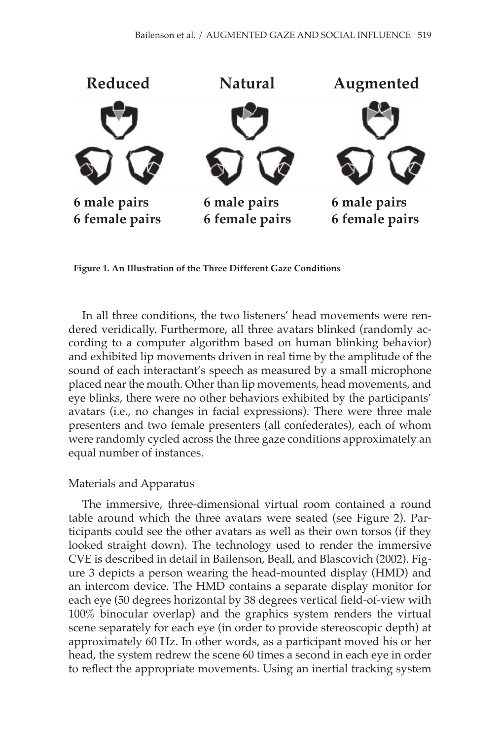| Reduced | Natural | Augmented |
|---|---|---|
| 6 male pairs | 6 male pairs | 6 male pairs |
| 6 female pairs | 6 female pairs | 6 female pairs |

**Figure 1. An Illustration of the Three Different Gaze Conditions**

In all three conditions, the two listeners' head movements were rendered veridically. Furthermore, all three avatars blinked (randomly according to a computer algorithm based on human blinking behavior) and exhibited lip movements driven in real time by the amplitude of the sound of each interactant's speech as measured by a small microphone placed near the mouth. Other than lip movements, head movements, and eye blinks, there were no other behaviors exhibited by the participants' avatars (i.e., no changes in facial expressions). There were three male presenters and two female presenters (all confederates), each of whom were randomly cycled across the three gaze conditions approximately an equal number of instances.

## Materials and Apparatus

The immersive, three-dimensional virtual room contained a round table around which the three avatars were seated (see Figure 2). Participants could see the other avatars as well as their own torsos (if they looked straight down). The technology used to render the immersive CVE is described in detail in Bailenson, Beall, and Blascovich (2002). Figure 3 depicts a person wearing the head-mounted display (HMD) and an intercom device. The HMD contains a separate display monitor for each eye (50 degrees horizontal by 38 degrees vertical field-of-view with 100% binocular overlap) and the graphics system renders the virtual scene separately for each eye (in order to provide stereoscopic depth) at approximately 60 Hz. In other words, as a participant moved his or her head, the system redrew the scene 60 times a second in each eye in order to reflect the appropriate movements. Using an inertial tracking system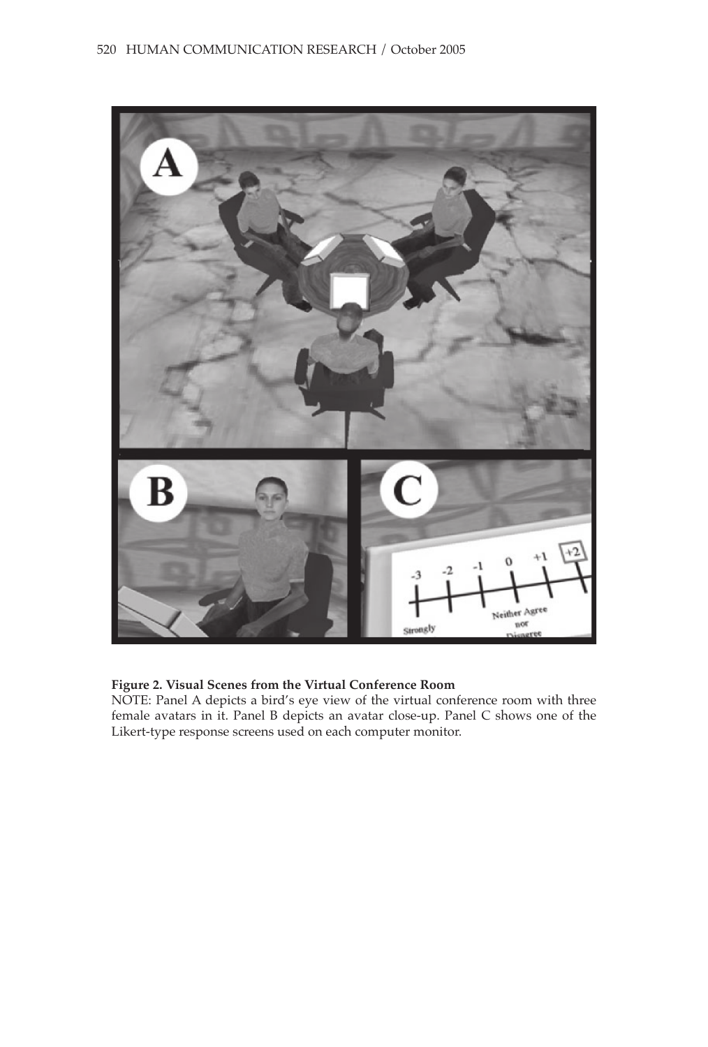**Figure 2. Visual Scenes from the Virtual Conference Room**

NOTE: Panel A depicts a bird's eye view of the virtual conference room with three female avatars in it. Panel B depicts an avatar close-up. Panel C shows one of the Likert-type response screens used on each computer monitor.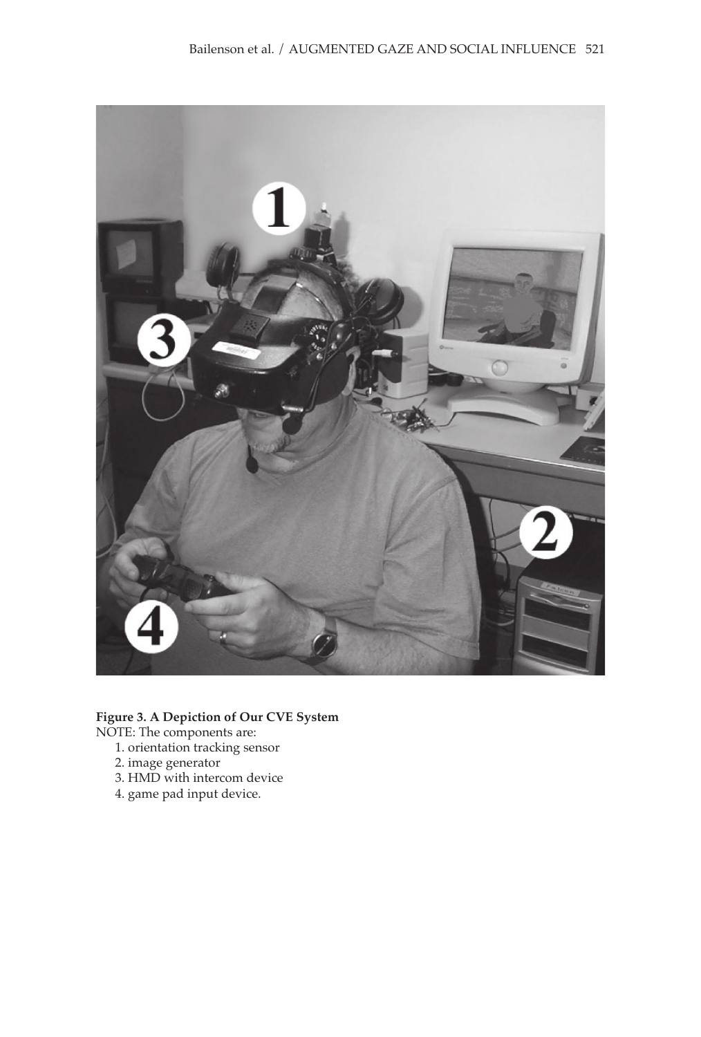**Figure 3. A Depiction of Our CVE System**

NOTE: The components are:

1. orientation tracking sensor
2. image generator
3. HMD with intercom device
4. game pad input device.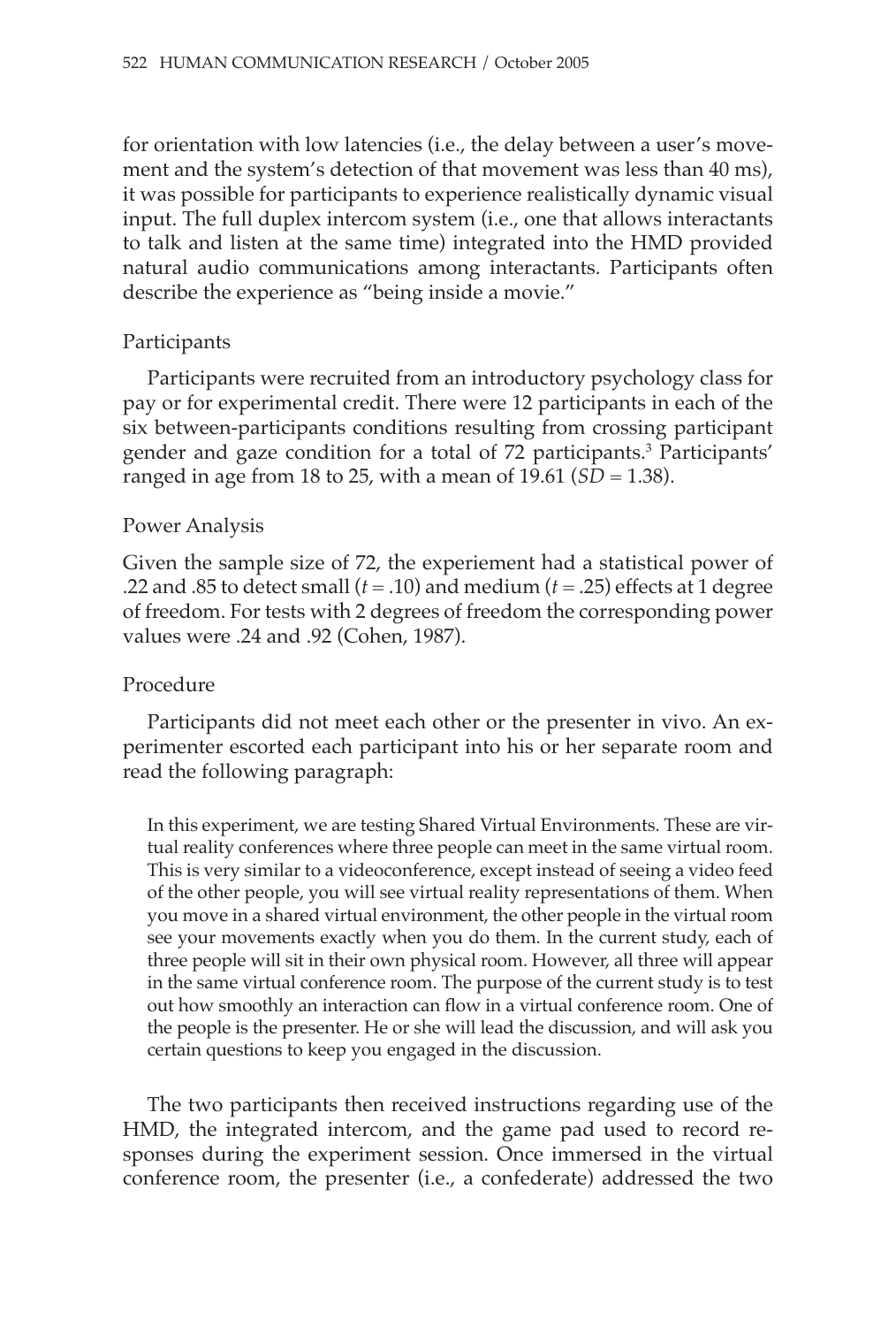for orientation with low latencies (i.e., the delay between a user's movement and the system's detection of that movement was less than 40 ms), it was possible for participants to experience realistically dynamic visual input. The full duplex intercom system (i.e., one that allows interactants to talk and listen at the same time) integrated into the HMD provided natural audio communications among interactants. Participants often describe the experience as "being inside a movie."

## Participants

Participants were recruited from an introductory psychology class for pay or for experimental credit. There were 12 participants in each of the six between-participants conditions resulting from crossing participant gender and gaze condition for a total of 72 participants.[3] Participants' ranged in age from 18 to 25, with a mean of 19.61 ($SD = 1.38$).

## Power Analysis

Given the sample size of 72, the experiement had a statistical power of .22 and .85 to detect small ($t = .10$) and medium ($t = .25$) effects at 1 degree of freedom. For tests with 2 degrees of freedom the corresponding power values were .24 and .92 (Cohen, 1987).

## Procedure

Participants did not meet each other or the presenter in vivo. An experimenter escorted each participant into his or her separate room and read the following paragraph:

> In this experiment, we are testing Shared Virtual Environments. These are virtual reality conferences where three people can meet in the same virtual room. This is very similar to a videoconference, except instead of seeing a video feed of the other people, you will see virtual reality representations of them. When you move in a shared virtual environment, the other people in the virtual room see your movements exactly when you do them. In the current study, each of three people will sit in their own physical room. However, all three will appear in the same virtual conference room. The purpose of the current study is to test out how smoothly an interaction can flow in a virtual conference room. One of the people is the presenter. He or she will lead the discussion, and will ask you certain questions to keep you engaged in the discussion.

The two participants then received instructions regarding use of the HMD, the integrated intercom, and the game pad used to record responses during the experiment session. Once immersed in the virtual conference room, the presenter (i.e., a confederate) addressed the two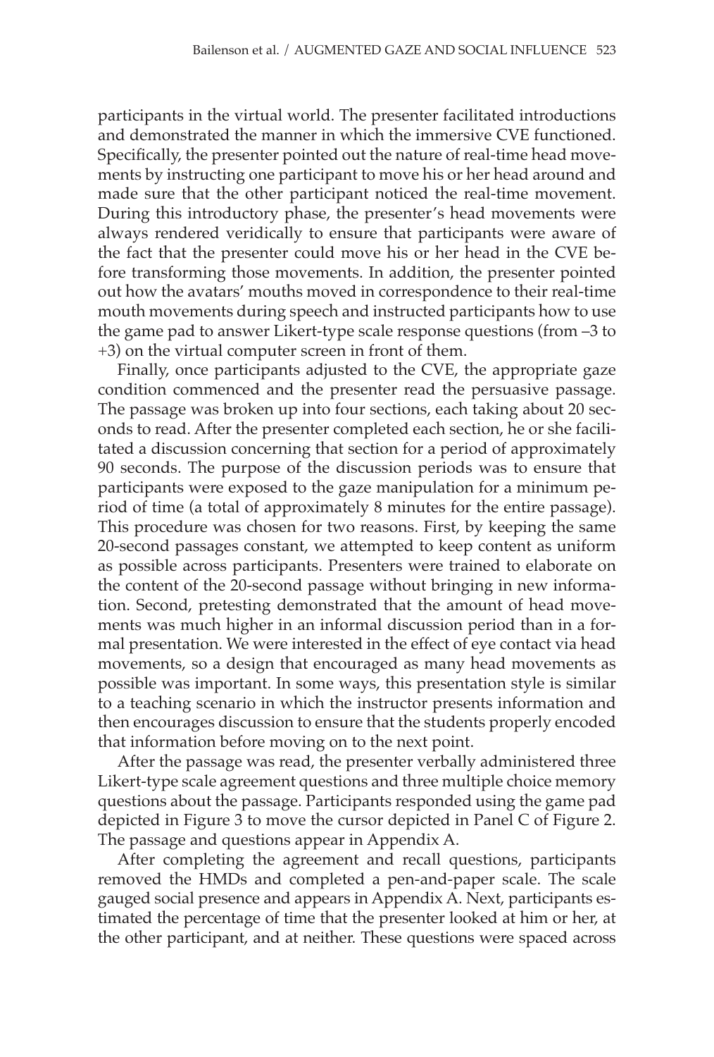participants in the virtual world. The presenter facilitated introductions and demonstrated the manner in which the immersive CVE functioned. Specifically, the presenter pointed out the nature of real-time head movements by instructing one participant to move his or her head around and made sure that the other participant noticed the real-time movement. During this introductory phase, the presenter's head movements were always rendered veridically to ensure that participants were aware of the fact that the presenter could move his or her head in the CVE before transforming those movements. In addition, the presenter pointed out how the avatars' mouths moved in correspondence to their real-time mouth movements during speech and instructed participants how to use the game pad to answer Likert-type scale response questions (from –3 to +3) on the virtual computer screen in front of them.

Finally, once participants adjusted to the CVE, the appropriate gaze condition commenced and the presenter read the persuasive passage. The passage was broken up into four sections, each taking about 20 seconds to read. After the presenter completed each section, he or she facilitated a discussion concerning that section for a period of approximately 90 seconds. The purpose of the discussion periods was to ensure that participants were exposed to the gaze manipulation for a minimum period of time (a total of approximately 8 minutes for the entire passage). This procedure was chosen for two reasons. First, by keeping the same 20-second passages constant, we attempted to keep content as uniform as possible across participants. Presenters were trained to elaborate on the content of the 20-second passage without bringing in new information. Second, pretesting demonstrated that the amount of head movements was much higher in an informal discussion period than in a formal presentation. We were interested in the effect of eye contact via head movements, so a design that encouraged as many head movements as possible was important. In some ways, this presentation style is similar to a teaching scenario in which the instructor presents information and then encourages discussion to ensure that the students properly encoded that information before moving on to the next point.

After the passage was read, the presenter verbally administered three Likert-type scale agreement questions and three multiple choice memory questions about the passage. Participants responded using the game pad depicted in Figure 3 to move the cursor depicted in Panel C of Figure 2. The passage and questions appear in Appendix A.

After completing the agreement and recall questions, participants removed the HMDs and completed a pen-and-paper scale. The scale gauged social presence and appears in Appendix A. Next, participants estimated the percentage of time that the presenter looked at him or her, at the other participant, and at neither. These questions were spaced across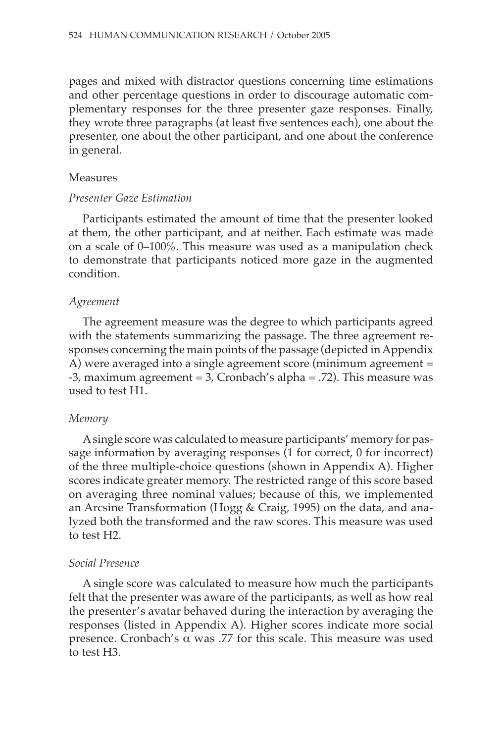pages and mixed with distractor questions concerning time estimations and other percentage questions in order to discourage automatic complementary responses for the three presenter gaze responses. Finally, they wrote three paragraphs (at least five sentences each), one about the presenter, one about the other participant, and one about the conference in general.

## Measures

### *Presenter Gaze Estimation*

Participants estimated the amount of time that the presenter looked at them, the other participant, and at neither. Each estimate was made on a scale of 0–100%. This measure was used as a manipulation check to demonstrate that participants noticed more gaze in the augmented condition.

### *Agreement*

The agreement measure was the degree to which participants agreed with the statements summarizing the passage. The three agreement responses concerning the main points of the passage (depicted in Appendix A) were averaged into a single agreement score (minimum agreement = -3, maximum agreement = 3, Cronbach's alpha = .72). This measure was used to test H1.

### *Memory*

A single score was calculated to measure participants' memory for passage information by averaging responses (1 for correct, 0 for incorrect) of the three multiple-choice questions (shown in Appendix A). Higher scores indicate greater memory. The restricted range of this score based on averaging three nominal values; because of this, we implemented an Arcsine Transformation (Hogg & Craig, 1995) on the data, and analyzed both the transformed and the raw scores. This measure was used to test H2.

### *Social Presence*

A single score was calculated to measure how much the participants felt that the presenter was aware of the participants, as well as how real the presenter's avatar behaved during the interaction by averaging the responses (listed in Appendix A). Higher scores indicate more social presence. Cronbach's $\alpha$ was .77 for this scale. This measure was used to test H3.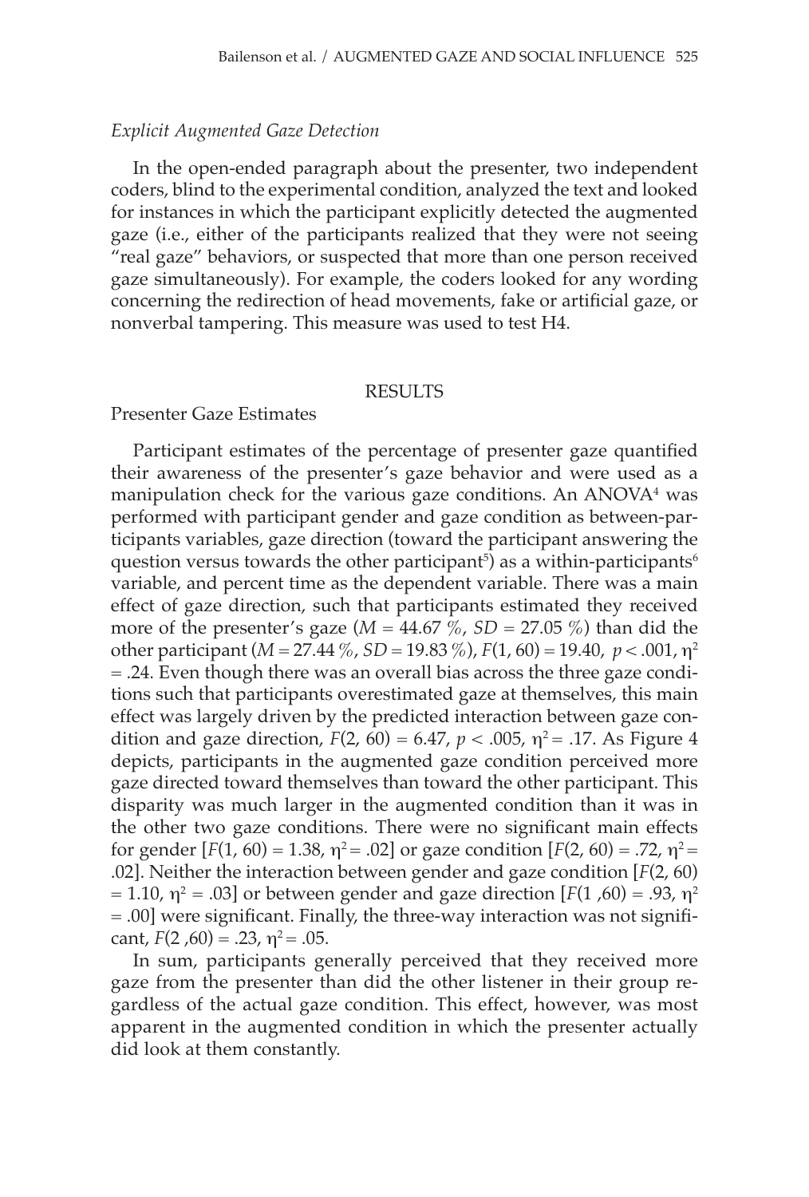*Explicit Augmented Gaze Detection*

In the open-ended paragraph about the presenter, two independent coders, blind to the experimental condition, analyzed the text and looked for instances in which the participant explicitly detected the augmented gaze (i.e., either of the participants realized that they were not seeing "real gaze" behaviors, or suspected that more than one person received gaze simultaneously). For example, the coders looked for any wording concerning the redirection of head movements, fake or artificial gaze, or nonverbal tampering. This measure was used to test H4.

## RESULTS

Presenter Gaze Estimates

Participant estimates of the percentage of presenter gaze quantified their awareness of the presenter's gaze behavior and were used as a manipulation check for the various gaze conditions. An ANOVA[4] was performed with participant gender and gaze condition as between-participants variables, gaze direction (toward the participant answering the question versus towards the other participant[5]) as a within-participants[6] variable, and percent time as the dependent variable. There was a main effect of gaze direction, such that participants estimated they received more of the presenter's gaze ($M$ = 44.67 %, $SD$ = 27.05 %) than did the other participant ($M$ = 27.44 %, $SD$ = 19.83 %), $F(1, 60) = 19.40$, $p < .001$, $\eta^2 = .24$. Even though there was an overall bias across the three gaze conditions such that participants overestimated gaze at themselves, this main effect was largely driven by the predicted interaction between gaze condition and gaze direction, $F(2, 60) = 6.47$, $p < .005$, $\eta^2 = .17$. As Figure 4 depicts, participants in the augmented gaze condition perceived more gaze directed toward themselves than toward the other participant. This disparity was much larger in the augmented condition than it was in the other two gaze conditions. There were no significant main effects for gender [$F(1, 60) = 1.38$, $\eta^2 = .02$] or gaze condition [$F(2, 60) = .72$, $\eta^2 = .02$]. Neither the interaction between gender and gaze condition [$F(2, 60) = 1.10$, $\eta^2 = .03$] or between gender and gaze direction [$F(1, 60) = .93$, $\eta^2 = .00$] were significant. Finally, the three-way interaction was not significant, $F(2, 60) = .23$, $\eta^2 = .05$.

In sum, participants generally perceived that they received more gaze from the presenter than did the other listener in their group regardless of the actual gaze condition. This effect, however, was most apparent in the augmented condition in which the presenter actually did look at them constantly.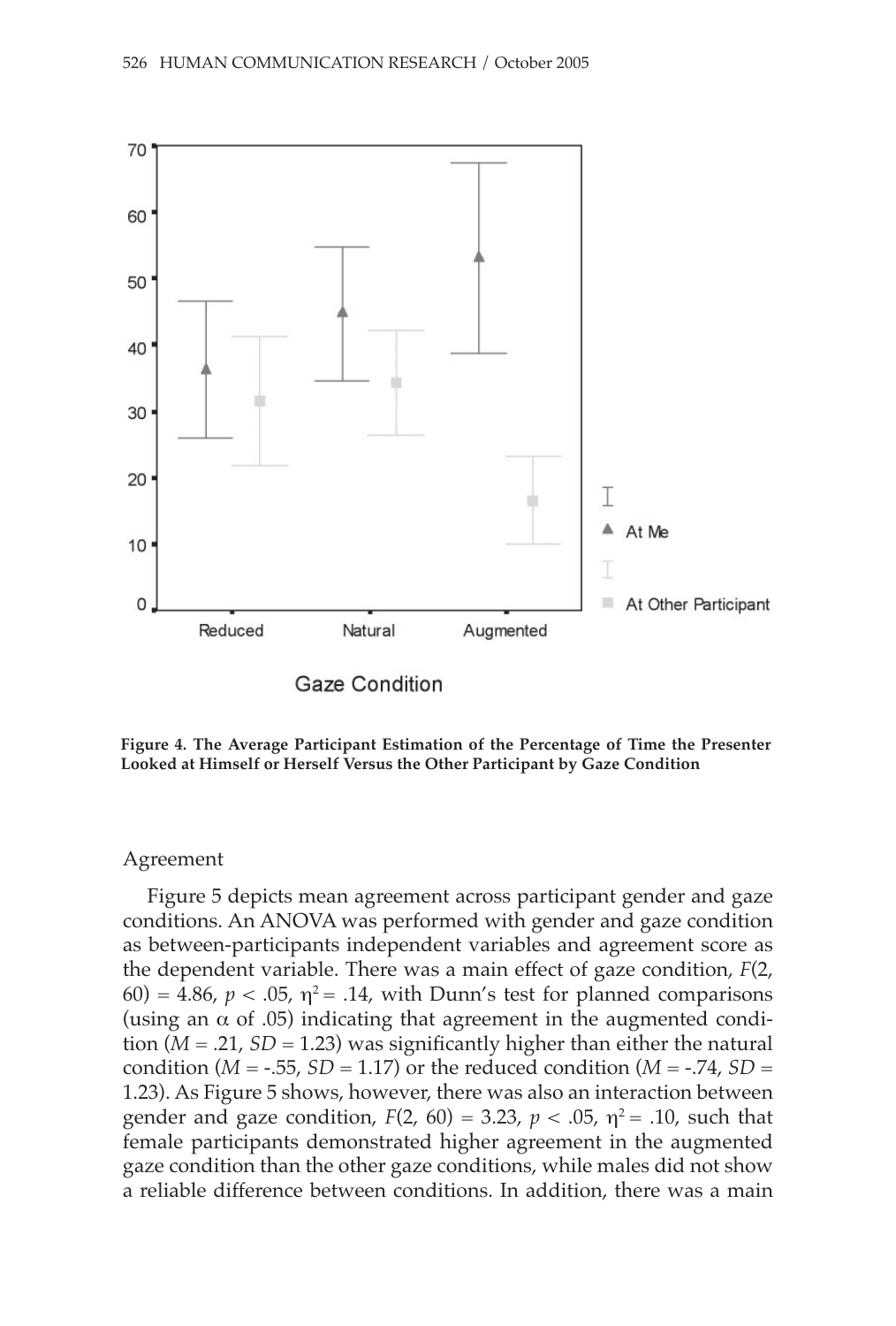**Figure 4. The Average Participant Estimation of the Percentage of Time the Presenter Looked at Himself or Herself Versus the Other Participant by Gaze Condition**

## Agreement

Figure 5 depicts mean agreement across participant gender and gaze conditions. An ANOVA was performed with gender and gaze condition as between-participants independent variables and agreement score as the dependent variable. There was a main effect of gaze condition, $F(2, 60) = 4.86$, $p < .05$, $\eta^2 = .14$, with Dunn's test for planned comparisons (using an $\alpha$ of .05) indicating that agreement in the augmented condition ($M = .21$, $SD = 1.23$) was significantly higher than either the natural condition ($M = -.55$, $SD = 1.17$) or the reduced condition ($M = -.74$, $SD = 1.23$). As Figure 5 shows, however, there was also an interaction between gender and gaze condition, $F(2, 60) = 3.23$, $p < .05$, $\eta^2 = .10$, such that female participants demonstrated higher agreement in the augmented gaze condition than the other gaze conditions, while males did not show a reliable difference between conditions. In addition, there was a main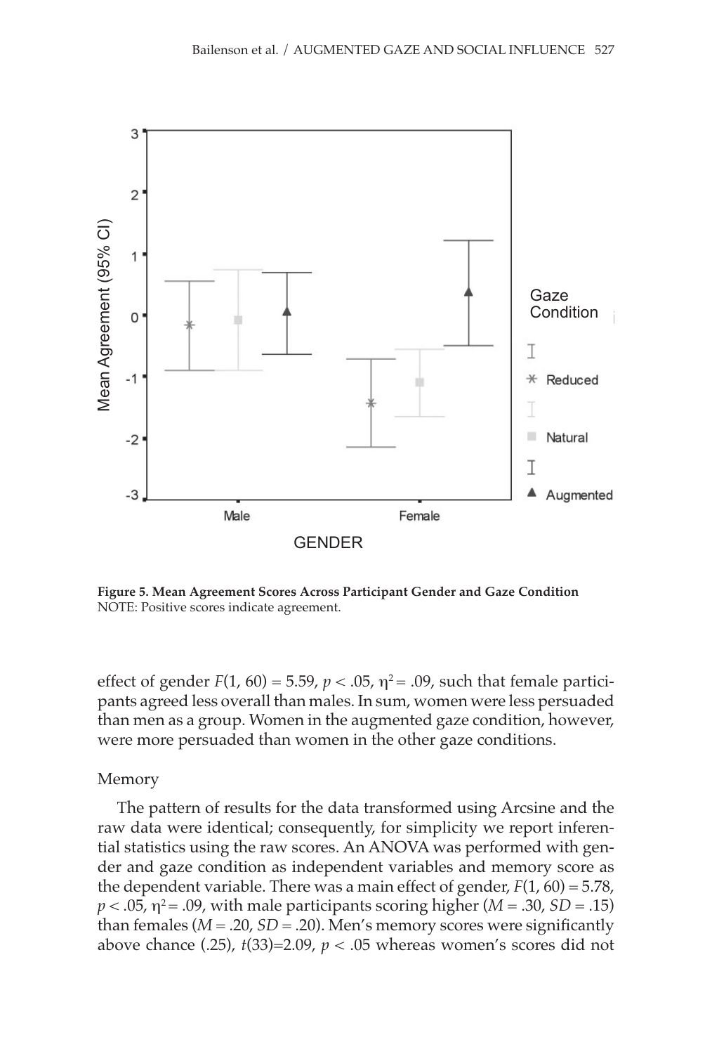**Figure 5. Mean Agreement Scores Across Participant Gender and Gaze Condition**
NOTE: Positive scores indicate agreement.

effect of gender $F(1, 60) = 5.59$, $p < .05$, $\eta^2 = .09$, such that female participants agreed less overall than males. In sum, women were less persuaded than men as a group. Women in the augmented gaze condition, however, were more persuaded than women in the other gaze conditions.

### Memory

The pattern of results for the data transformed using Arcsine and the raw data were identical; consequently, for simplicity we report inferential statistics using the raw scores. An ANOVA was performed with gender and gaze condition as independent variables and memory score as the dependent variable. There was a main effect of gender, $F(1, 60) = 5.78$, $p < .05$, $\eta^2 = .09$, with male participants scoring higher ($M = .30$, $SD = .15$) than females ($M = .20$, $SD = .20$). Men's memory scores were significantly above chance (.25), $t(33)=2.09$, $p < .05$ whereas women's scores did not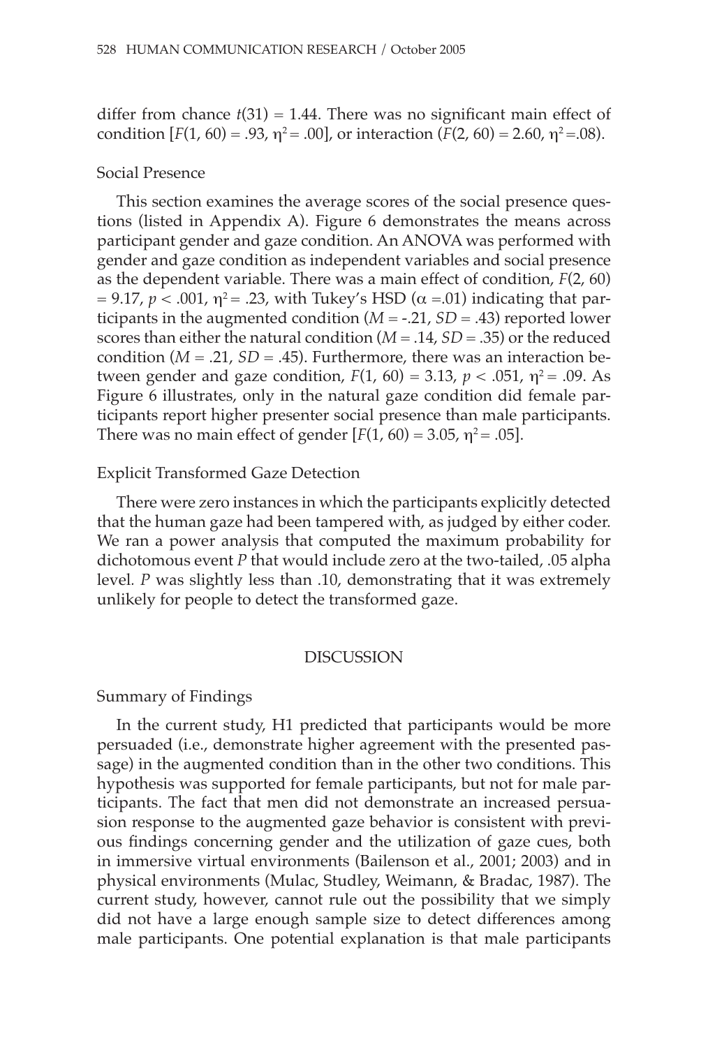differ from chance $t(31) = 1.44$. There was no significant main effect of condition [$F(1, 60) = .93$, $\eta^2 = .00$], or interaction ($F(2, 60) = 2.60$, $\eta^2 = .08$).

### Social Presence

This section examines the average scores of the social presence questions (listed in Appendix A). Figure 6 demonstrates the means across participant gender and gaze condition. An ANOVA was performed with gender and gaze condition as independent variables and social presence as the dependent variable. There was a main effect of condition, $F(2, 60) = 9.17$, $p < .001$, $\eta^2 = .23$, with Tukey's HSD ($\alpha = .01$) indicating that participants in the augmented condition ($M = -.21$, $SD = .43$) reported lower scores than either the natural condition ($M = .14$, $SD = .35$) or the reduced condition ($M = .21$, $SD = .45$). Furthermore, there was an interaction between gender and gaze condition, $F(1, 60) = 3.13$, $p < .051$, $\eta^2 = .09$. As Figure 6 illustrates, only in the natural gaze condition did female participants report higher presenter social presence than male participants. There was no main effect of gender [$F(1, 60) = 3.05$, $\eta^2 = .05$].

### Explicit Transformed Gaze Detection

There were zero instances in which the participants explicitly detected that the human gaze had been tampered with, as judged by either coder. We ran a power analysis that computed the maximum probability for dichotomous event *P* that would include zero at the two-tailed, .05 alpha level. *P* was slightly less than .10, demonstrating that it was extremely unlikely for people to detect the transformed gaze.

## DISCUSSION

### Summary of Findings

In the current study, H1 predicted that participants would be more persuaded (i.e., demonstrate higher agreement with the presented passage) in the augmented condition than in the other two conditions. This hypothesis was supported for female participants, but not for male participants. The fact that men did not demonstrate an increased persuasion response to the augmented gaze behavior is consistent with previous findings concerning gender and the utilization of gaze cues, both in immersive virtual environments (Bailenson et al., 2001; 2003) and in physical environments (Mulac, Studley, Weimann, & Bradac, 1987). The current study, however, cannot rule out the possibility that we simply did not have a large enough sample size to detect differences among male participants. One potential explanation is that male participants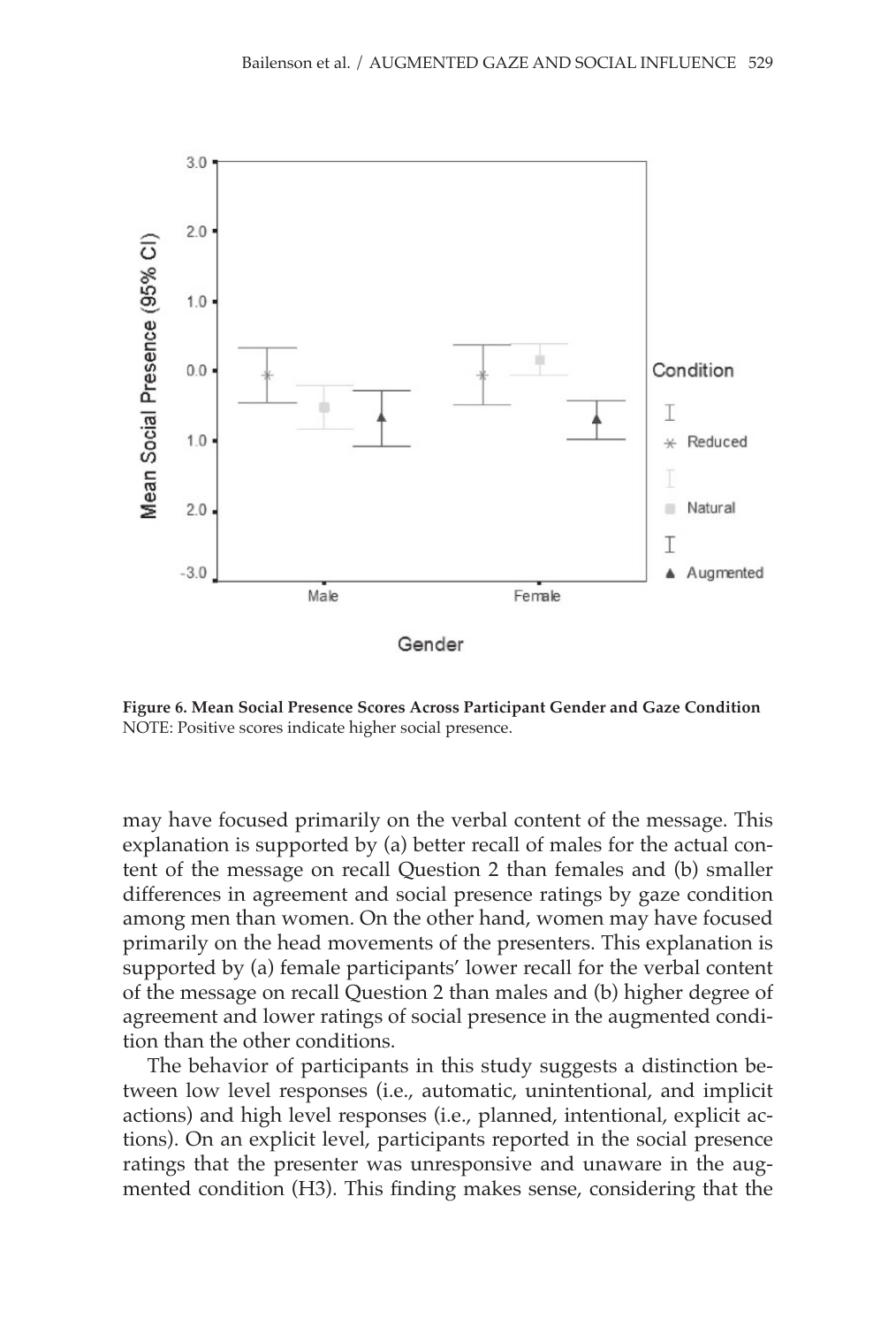**Figure 6. Mean Social Presence Scores Across Participant Gender and Gaze Condition**
NOTE: Positive scores indicate higher social presence.

may have focused primarily on the verbal content of the message. This explanation is supported by (a) better recall of males for the actual content of the message on recall Question 2 than females and (b) smaller differences in agreement and social presence ratings by gaze condition among men than women. On the other hand, women may have focused primarily on the head movements of the presenters. This explanation is supported by (a) female participants' lower recall for the verbal content of the message on recall Question 2 than males and (b) higher degree of agreement and lower ratings of social presence in the augmented condition than the other conditions.

The behavior of participants in this study suggests a distinction between low level responses (i.e., automatic, unintentional, and implicit actions) and high level responses (i.e., planned, intentional, explicit actions). On an explicit level, participants reported in the social presence ratings that the presenter was unresponsive and unaware in the augmented condition (H3). This finding makes sense, considering that the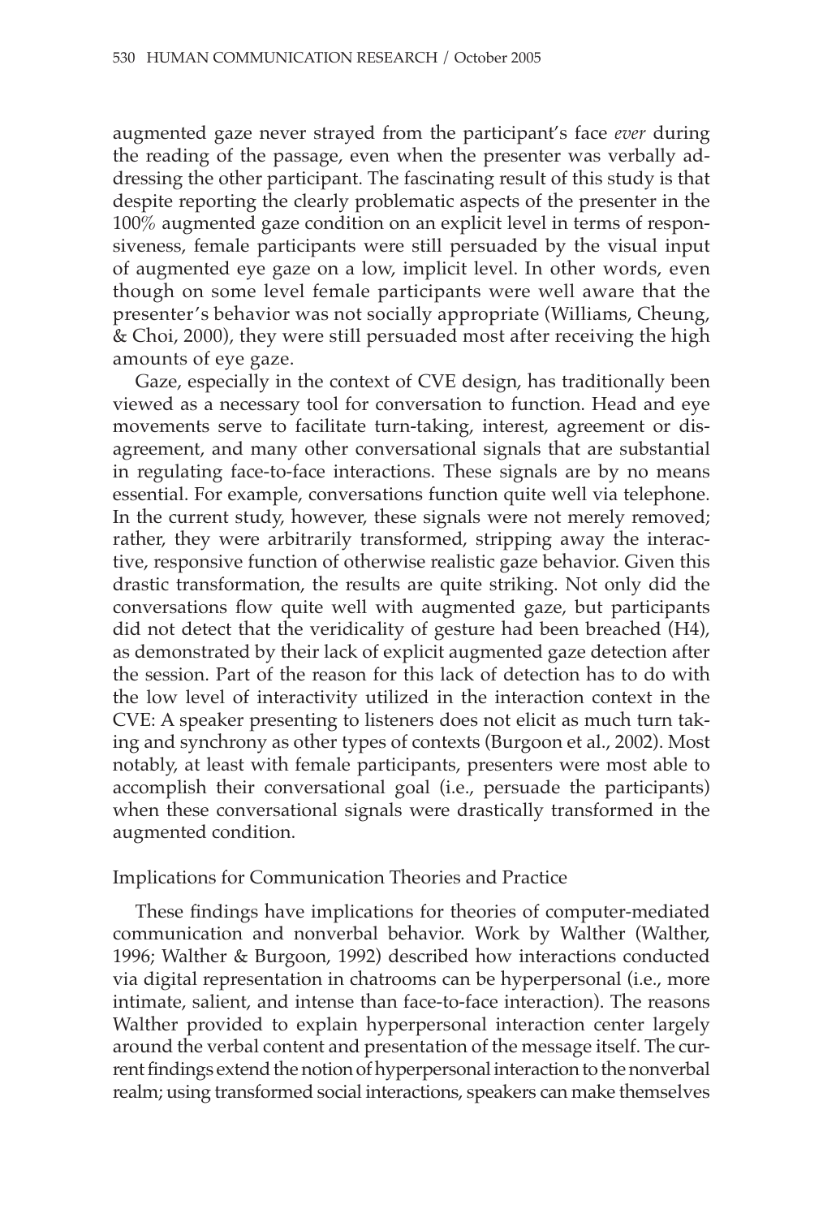augmented gaze never strayed from the participant's face *ever* during the reading of the passage, even when the presenter was verbally addressing the other participant. The fascinating result of this study is that despite reporting the clearly problematic aspects of the presenter in the 100% augmented gaze condition on an explicit level in terms of responsiveness, female participants were still persuaded by the visual input of augmented eye gaze on a low, implicit level. In other words, even though on some level female participants were well aware that the presenter's behavior was not socially appropriate (Williams, Cheung, & Choi, 2000), they were still persuaded most after receiving the high amounts of eye gaze.

Gaze, especially in the context of CVE design, has traditionally been viewed as a necessary tool for conversation to function. Head and eye movements serve to facilitate turn-taking, interest, agreement or disagreement, and many other conversational signals that are substantial in regulating face-to-face interactions. These signals are by no means essential. For example, conversations function quite well via telephone. In the current study, however, these signals were not merely removed; rather, they were arbitrarily transformed, stripping away the interactive, responsive function of otherwise realistic gaze behavior. Given this drastic transformation, the results are quite striking. Not only did the conversations flow quite well with augmented gaze, but participants did not detect that the veridicality of gesture had been breached (H4), as demonstrated by their lack of explicit augmented gaze detection after the session. Part of the reason for this lack of detection has to do with the low level of interactivity utilized in the interaction context in the CVE: A speaker presenting to listeners does not elicit as much turn taking and synchrony as other types of contexts (Burgoon et al., 2002). Most notably, at least with female participants, presenters were most able to accomplish their conversational goal (i.e., persuade the participants) when these conversational signals were drastically transformed in the augmented condition.

## Implications for Communication Theories and Practice

These findings have implications for theories of computer-mediated communication and nonverbal behavior. Work by Walther (Walther, 1996; Walther & Burgoon, 1992) described how interactions conducted via digital representation in chatrooms can be hyperpersonal (i.e., more intimate, salient, and intense than face-to-face interaction). The reasons Walther provided to explain hyperpersonal interaction center largely around the verbal content and presentation of the message itself. The current findings extend the notion of hyperpersonal interaction to the nonverbal realm; using transformed social interactions, speakers can make themselves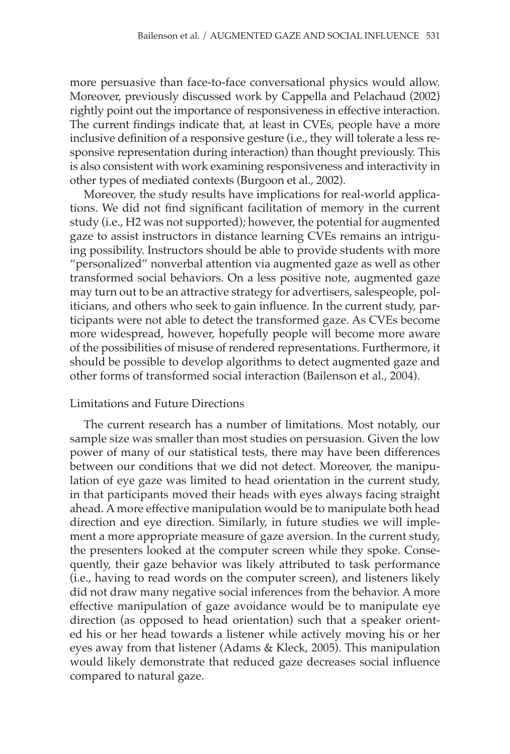more persuasive than face-to-face conversational physics would allow. Moreover, previously discussed work by Cappella and Pelachaud (2002) rightly point out the importance of responsiveness in effective interaction. The current findings indicate that, at least in CVEs, people have a more inclusive definition of a responsive gesture (i.e., they will tolerate a less responsive representation during interaction) than thought previously. This is also consistent with work examining responsiveness and interactivity in other types of mediated contexts (Burgoon et al., 2002).

Moreover, the study results have implications for real-world applications. We did not find significant facilitation of memory in the current study (i.e., H2 was not supported); however, the potential for augmented gaze to assist instructors in distance learning CVEs remains an intriguing possibility. Instructors should be able to provide students with more "personalized" nonverbal attention via augmented gaze as well as other transformed social behaviors. On a less positive note, augmented gaze may turn out to be an attractive strategy for advertisers, salespeople, politicians, and others who seek to gain influence. In the current study, participants were not able to detect the transformed gaze. As CVEs become more widespread, however, hopefully people will become more aware of the possibilities of misuse of rendered representations. Furthermore, it should be possible to develop algorithms to detect augmented gaze and other forms of transformed social interaction (Bailenson et al., 2004).

### Limitations and Future Directions

The current research has a number of limitations. Most notably, our sample size was smaller than most studies on persuasion. Given the low power of many of our statistical tests, there may have been differences between our conditions that we did not detect. Moreover, the manipulation of eye gaze was limited to head orientation in the current study, in that participants moved their heads with eyes always facing straight ahead. A more effective manipulation would be to manipulate both head direction and eye direction. Similarly, in future studies we will implement a more appropriate measure of gaze aversion. In the current study, the presenters looked at the computer screen while they spoke. Consequently, their gaze behavior was likely attributed to task performance (i.e., having to read words on the computer screen), and listeners likely did not draw many negative social inferences from the behavior. A more effective manipulation of gaze avoidance would be to manipulate eye direction (as opposed to head orientation) such that a speaker oriented his or her head towards a listener while actively moving his or her eyes away from that listener (Adams & Kleck, 2005). This manipulation would likely demonstrate that reduced gaze decreases social influence compared to natural gaze.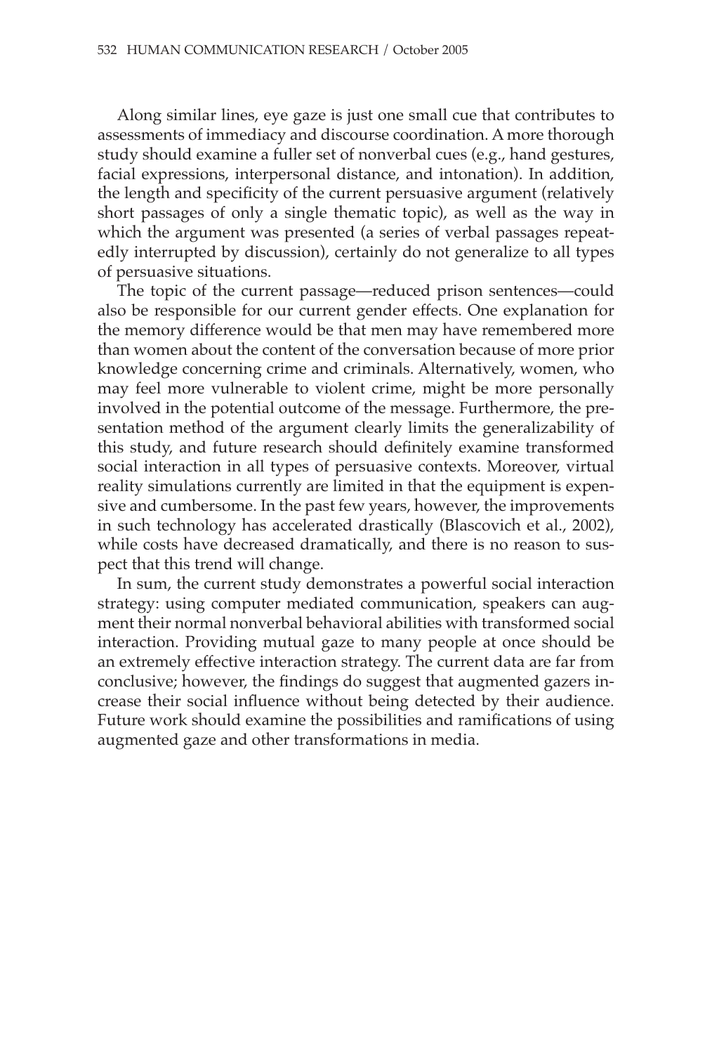Along similar lines, eye gaze is just one small cue that contributes to assessments of immediacy and discourse coordination. A more thorough study should examine a fuller set of nonverbal cues (e.g., hand gestures, facial expressions, interpersonal distance, and intonation). In addition, the length and specificity of the current persuasive argument (relatively short passages of only a single thematic topic), as well as the way in which the argument was presented (a series of verbal passages repeatedly interrupted by discussion), certainly do not generalize to all types of persuasive situations.

The topic of the current passage—reduced prison sentences—could also be responsible for our current gender effects. One explanation for the memory difference would be that men may have remembered more than women about the content of the conversation because of more prior knowledge concerning crime and criminals. Alternatively, women, who may feel more vulnerable to violent crime, might be more personally involved in the potential outcome of the message. Furthermore, the presentation method of the argument clearly limits the generalizability of this study, and future research should definitely examine transformed social interaction in all types of persuasive contexts. Moreover, virtual reality simulations currently are limited in that the equipment is expensive and cumbersome. In the past few years, however, the improvements in such technology has accelerated drastically (Blascovich et al., 2002), while costs have decreased dramatically, and there is no reason to suspect that this trend will change.

In sum, the current study demonstrates a powerful social interaction strategy: using computer mediated communication, speakers can augment their normal nonverbal behavioral abilities with transformed social interaction. Providing mutual gaze to many people at once should be an extremely effective interaction strategy. The current data are far from conclusive; however, the findings do suggest that augmented gazers increase their social influence without being detected by their audience. Future work should examine the possibilities and ramifications of using augmented gaze and other transformations in media.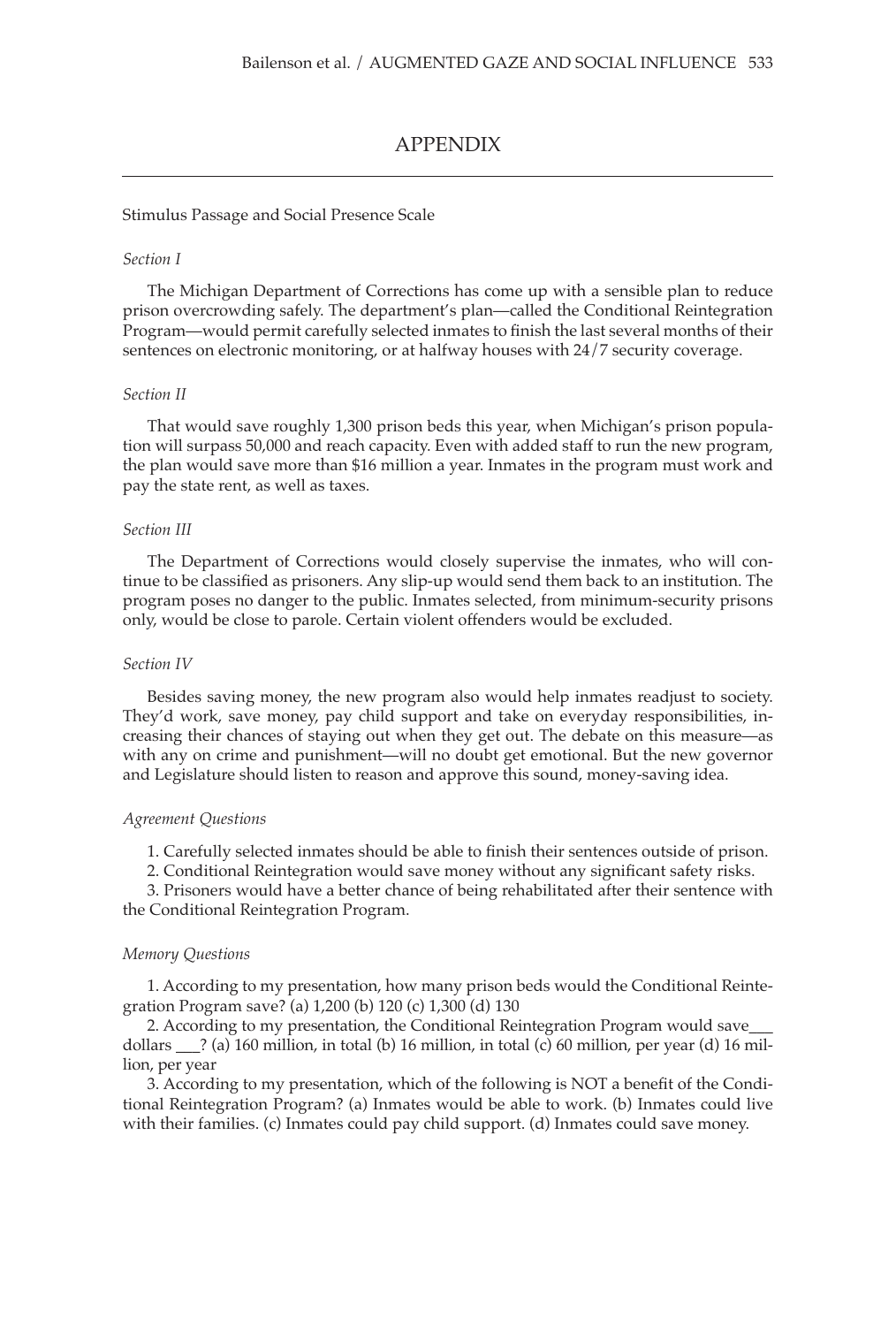# APPENDIX

Stimulus Passage and Social Presence Scale

*Section I*

The Michigan Department of Corrections has come up with a sensible plan to reduce prison overcrowding safely. The department's plan—called the Conditional Reintegration Program—would permit carefully selected inmates to finish the last several months of their sentences on electronic monitoring, or at halfway houses with 24/7 security coverage.

*Section II*

That would save roughly 1,300 prison beds this year, when Michigan's prison population will surpass 50,000 and reach capacity. Even with added staff to run the new program, the plan would save more than $16 million a year. Inmates in the program must work and pay the state rent, as well as taxes.

*Section III*

The Department of Corrections would closely supervise the inmates, who will continue to be classified as prisoners. Any slip-up would send them back to an institution. The program poses no danger to the public. Inmates selected, from minimum-security prisons only, would be close to parole. Certain violent offenders would be excluded.

*Section IV*

Besides saving money, the new program also would help inmates readjust to society. They'd work, save money, pay child support and take on everyday responsibilities, increasing their chances of staying out when they get out. The debate on this measure—as with any on crime and punishment—will no doubt get emotional. But the new governor and Legislature should listen to reason and approve this sound, money-saving idea.

*Agreement Questions*

1. Carefully selected inmates should be able to finish their sentences outside of prison.
2. Conditional Reintegration would save money without any significant safety risks.
3. Prisoners would have a better chance of being rehabilitated after their sentence with the Conditional Reintegration Program.

*Memory Questions*

1. According to my presentation, how many prison beds would the Conditional Reintegration Program save? (a) 1,200 (b) 120 (c) 1,300 (d) 130
2. According to my presentation, the Conditional Reintegration Program would save___ dollars ___? (a) 160 million, in total (b) 16 million, in total (c) 60 million, per year (d) 16 million, per year
3. According to my presentation, which of the following is NOT a benefit of the Conditional Reintegration Program? (a) Inmates would be able to work. (b) Inmates could live with their families. (c) Inmates could pay child support. (d) Inmates could save money.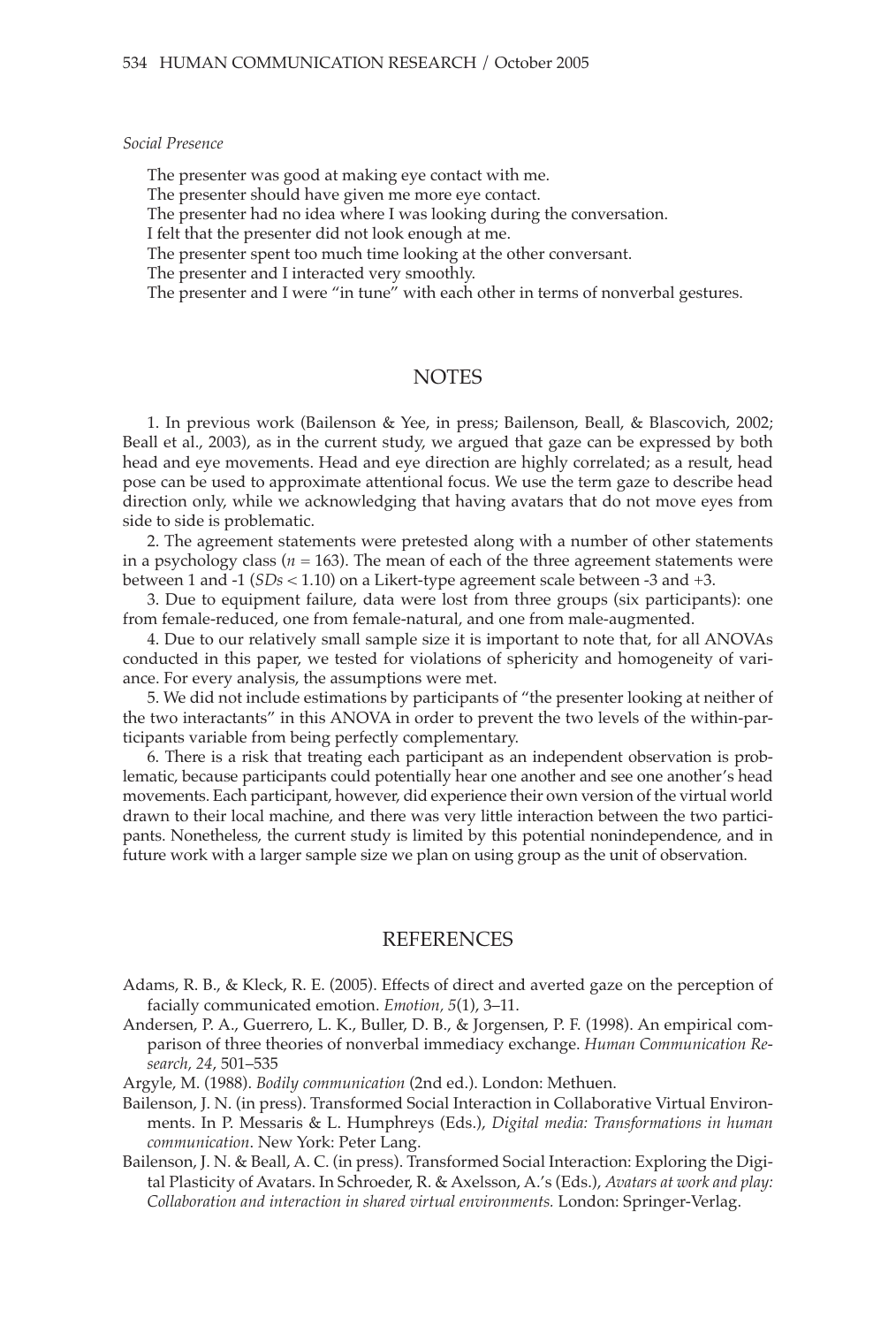*Social Presence*

The presenter was good at making eye contact with me.
The presenter should have given me more eye contact.
The presenter had no idea where I was looking during the conversation.
I felt that the presenter did not look enough at me.
The presenter spent too much time looking at the other conversant.
The presenter and I interacted very smoothly.
The presenter and I were "in tune" with each other in terms of nonverbal gestures.

## NOTES

1. In previous work (Bailenson & Yee, in press; Bailenson, Beall, & Blascovich, 2002; Beall et al., 2003), as in the current study, we argued that gaze can be expressed by both head and eye movements. Head and eye direction are highly correlated; as a result, head pose can be used to approximate attentional focus. We use the term gaze to describe head direction only, while we acknowledging that having avatars that do not move eyes from side to side is problematic.

2. The agreement statements were pretested along with a number of other statements in a psychology class ($n = 163$). The mean of each of the three agreement statements were between 1 and -1 (*SDs* < 1.10) on a Likert-type agreement scale between -3 and +3.

3. Due to equipment failure, data were lost from three groups (six participants): one from female-reduced, one from female-natural, and one from male-augmented.

4. Due to our relatively small sample size it is important to note that, for all ANOVAs conducted in this paper, we tested for violations of sphericity and homogeneity of variance. For every analysis, the assumptions were met.

5. We did not include estimations by participants of "the presenter looking at neither of the two interactants" in this ANOVA in order to prevent the two levels of the within-participants variable from being perfectly complementary.

6. There is a risk that treating each participant as an independent observation is problematic, because participants could potentially hear one another and see one another's head movements. Each participant, however, did experience their own version of the virtual world drawn to their local machine, and there was very little interaction between the two participants. Nonetheless, the current study is limited by this potential nonindependence, and in future work with a larger sample size we plan on using group as the unit of observation.

## REFERENCES

Adams, R. B., & Kleck, R. E. (2005). Effects of direct and averted gaze on the perception of facially communicated emotion. *Emotion, 5*(1), 3–11.

Andersen, P. A., Guerrero, L. K., Buller, D. B., & Jorgensen, P. F. (1998). An empirical comparison of three theories of nonverbal immediacy exchange. *Human Communication Research, 24*, 501–535

Argyle, M. (1988). *Bodily communication* (2nd ed.). London: Methuen.

Bailenson, J. N. (in press). Transformed Social Interaction in Collaborative Virtual Environments. In P. Messaris & L. Humphreys (Eds.), *Digital media: Transformations in human communication*. New York: Peter Lang.

Bailenson, J. N. & Beall, A. C. (in press). Transformed Social Interaction: Exploring the Digital Plasticity of Avatars. In Schroeder, R. & Axelsson, A.'s (Eds.), *Avatars at work and play: Collaboration and interaction in shared virtual environments.* London: Springer-Verlag.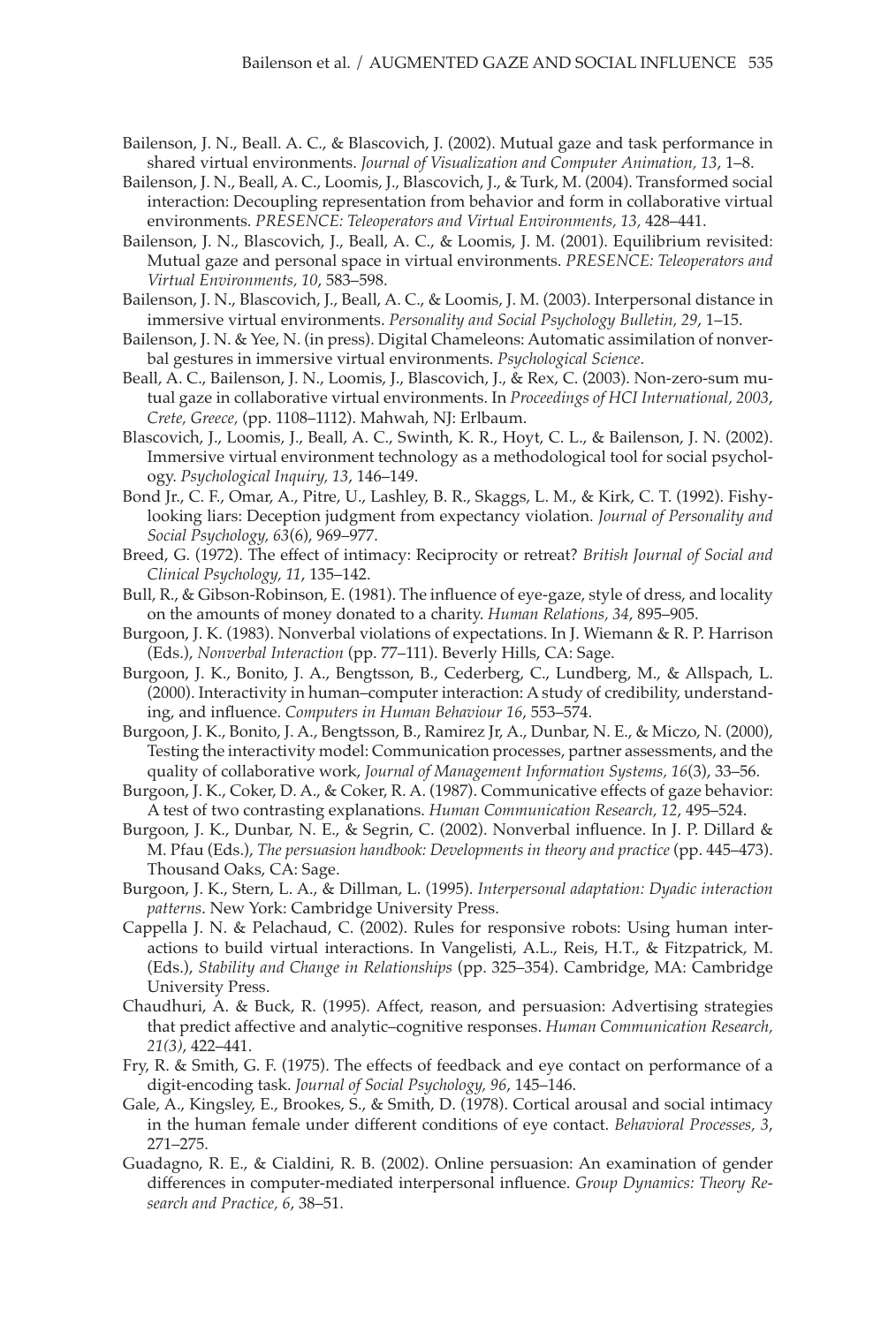Bailenson, J. N., Beall. A. C., & Blascovich, J. (2002). Mutual gaze and task performance in shared virtual environments. *Journal of Visualization and Computer Animation, 13*, 1–8.

Bailenson, J. N., Beall, A. C., Loomis, J., Blascovich, J., & Turk, M. (2004). Transformed social interaction: Decoupling representation from behavior and form in collaborative virtual environments. *PRESENCE: Teleoperators and Virtual Environments, 13,* 428–441.

Bailenson, J. N., Blascovich, J., Beall, A. C., & Loomis, J. M. (2001). Equilibrium revisited: Mutual gaze and personal space in virtual environments. *PRESENCE: Teleoperators and Virtual Environments, 10*, 583–598.

Bailenson, J. N., Blascovich, J., Beall, A. C., & Loomis, J. M. (2003). Interpersonal distance in immersive virtual environments. *Personality and Social Psychology Bulletin, 29*, 1–15.

Bailenson, J. N. & Yee, N. (in press). Digital Chameleons: Automatic assimilation of nonverbal gestures in immersive virtual environments. *Psychological Science*.

Beall, A. C., Bailenson, J. N., Loomis, J., Blascovich, J., & Rex, C. (2003). Non-zero-sum mutual gaze in collaborative virtual environments. In *Proceedings of HCI International, 2003*, *Crete, Greece,* (pp. 1108–1112). Mahwah, NJ: Erlbaum.

Blascovich, J., Loomis, J., Beall, A. C., Swinth, K. R., Hoyt, C. L., & Bailenson, J. N. (2002). Immersive virtual environment technology as a methodological tool for social psychology. *Psychological Inquiry, 13*, 146–149.

Bond Jr., C. F., Omar, A., Pitre, U., Lashley, B. R., Skaggs, L. M., & Kirk, C. T. (1992). Fishy-looking liars: Deception judgment from expectancy violation. *Journal of Personality and Social Psychology, 63*(6), 969–977.

Breed, G. (1972). The effect of intimacy: Reciprocity or retreat? *British Journal of Social and Clinical Psychology, 11*, 135–142.

Bull, R., & Gibson-Robinson, E. (1981). The influence of eye-gaze, style of dress, and locality on the amounts of money donated to a charity. *Human Relations, 34*, 895–905.

Burgoon, J. K. (1983). Nonverbal violations of expectations. In J. Wiemann & R. P. Harrison (Eds.), *Nonverbal Interaction* (pp. 77–111). Beverly Hills, CA: Sage.

Burgoon, J. K., Bonito, J. A., Bengtsson, B., Cederberg, C., Lundberg, M., & Allspach, L. (2000). Interactivity in human–computer interaction: A study of credibility, understanding, and influence. *Computers in Human Behaviour 16*, 553–574.

Burgoon, J. K., Bonito, J. A., Bengtsson, B., Ramirez Jr, A., Dunbar, N. E., & Miczo, N. (2000), Testing the interactivity model: Communication processes, partner assessments, and the quality of collaborative work, *Journal of Management Information Systems, 16*(3), 33–56.

Burgoon, J. K., Coker, D. A., & Coker, R. A. (1987). Communicative effects of gaze behavior: A test of two contrasting explanations. *Human Communication Research, 12*, 495–524.

Burgoon, J. K., Dunbar, N. E., & Segrin, C. (2002). Nonverbal influence. In J. P. Dillard & M. Pfau (Eds.), *The persuasion handbook: Developments in theory and practice* (pp. 445–473). Thousand Oaks, CA: Sage.

Burgoon, J. K., Stern, L. A., & Dillman, L. (1995). *Interpersonal adaptation: Dyadic interaction patterns*. New York: Cambridge University Press.

Cappella J. N. & Pelachaud, C. (2002). Rules for responsive robots: Using human interactions to build virtual interactions. In Vangelisti, A.L., Reis, H.T., & Fitzpatrick, M. (Eds.), *Stability and Change in Relationships* (pp. 325–354). Cambridge, MA: Cambridge University Press.

Chaudhuri, A. & Buck, R. (1995). Affect, reason, and persuasion: Advertising strategies that predict affective and analytic–cognitive responses. *Human Communication Research, 21(3)*, 422–441.

Fry, R. & Smith, G. F. (1975). The effects of feedback and eye contact on performance of a digit-encoding task. *Journal of Social Psychology, 96*, 145–146.

Gale, A., Kingsley, E., Brookes, S., & Smith, D. (1978). Cortical arousal and social intimacy in the human female under different conditions of eye contact. *Behavioral Processes, 3*, 271–275.

Guadagno, R. E., & Cialdini, R. B. (2002). Online persuasion: An examination of gender differences in computer-mediated interpersonal influence. *Group Dynamics: Theory Research and Practice, 6*, 38–51.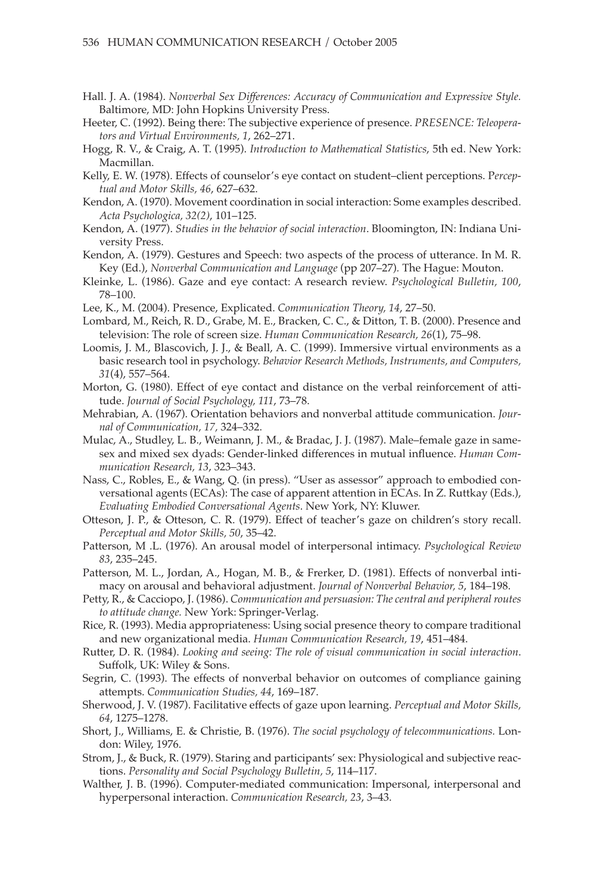Hall. J. A. (1984). *Nonverbal Sex Differences: Accuracy of Communication and Expressive Style.* Baltimore, MD: John Hopkins University Press.

Heeter, C. (1992). Being there: The subjective experience of presence. *PRESENCE: Teleoperators and Virtual Environments, 1*, 262–271.

Hogg, R. V., & Craig, A. T. (1995). *Introduction to Mathematical Statistics*, 5th ed. New York: Macmillan.

Kelly, E. W. (1978). Effects of counselor's eye contact on student–client perceptions. P*erceptual and Motor Skills, 46*, 627–632.

Kendon, A. (1970). Movement coordination in social interaction: Some examples described. *Acta Psychologica, 32(2)*, 101–125.

Kendon, A. (1977). *Studies in the behavior of social interaction*. Bloomington, IN: Indiana University Press.

Kendon, A. (1979). Gestures and Speech: two aspects of the process of utterance. In M. R. Key (Ed.), *Nonverbal Communication and Language* (pp 207–27). The Hague: Mouton.

Kleinke, L. (1986). Gaze and eye contact: A research review. *Psychological Bulletin, 100*, 78–100.

Lee, K., M. (2004). Presence, Explicated. *Communication Theory, 14*, 27–50.

Lombard, M., Reich, R. D., Grabe, M. E., Bracken, C. C., & Ditton, T. B. (2000). Presence and television: The role of screen size. *Human Communication Research, 26*(1), 75–98.

Loomis, J. M., Blascovich, J. J., & Beall, A. C. (1999). Immersive virtual environments as a basic research tool in psychology. *Behavior Research Methods, Instruments, and Computers, 31*(4), 557–564.

Morton, G. (1980). Effect of eye contact and distance on the verbal reinforcement of attitude. *Journal of Social Psychology, 111*, 73–78.

Mehrabian, A. (1967). Orientation behaviors and nonverbal attitude communication. *Journal of Communication, 17*, 324–332.

Mulac, A., Studley, L. B., Weimann, J. M., & Bradac, J. J. (1987). Male–female gaze in same-sex and mixed sex dyads: Gender-linked differences in mutual influence. *Human Communication Research, 13*, 323–343.

Nass, C., Robles, E., & Wang, Q. (in press). "User as assessor" approach to embodied conversational agents (ECAs): The case of apparent attention in ECAs. In Z. Ruttkay (Eds.), *Evaluating Embodied Conversational Agents*. New York, NY: Kluwer.

Otteson, J. P., & Otteson, C. R. (1979). Effect of teacher's gaze on children's story recall. *Perceptual and Motor Skills, 50*, 35–42.

Patterson, M .L. (1976). An arousal model of interpersonal intimacy. *Psychological Review 83*, 235–245.

Patterson, M. L., Jordan, A., Hogan, M. B., & Frerker, D. (1981). Effects of nonverbal intimacy on arousal and behavioral adjustment. *Journal of Nonverbal Behavior, 5*, 184–198.

Petty, R., & Cacciopo, J. (1986). *Communication and persuasion: The central and peripheral routes to attitude change.* New York: Springer-Verlag.

Rice, R. (1993). Media appropriateness: Using social presence theory to compare traditional and new organizational media. *Human Communication Research, 19*, 451–484.

Rutter, D. R. (1984). *Looking and seeing: The role of visual communication in social interaction*. Suffolk, UK: Wiley & Sons.

Segrin, C. (1993). The effects of nonverbal behavior on outcomes of compliance gaining attempts. *Communication Studies, 44*, 169–187.

Sherwood, J. V. (1987). Facilitative effects of gaze upon learning. *Perceptual and Motor Skills, 64*, 1275–1278.

Short, J., Williams, E. & Christie, B. (1976). *The social psychology of telecommunications.* London: Wiley, 1976.

Strom, J., & Buck, R. (1979). Staring and participants' sex: Physiological and subjective reactions. *Personality and Social Psychology Bulletin, 5*, 114–117.

Walther, J. B. (1996). Computer-mediated communication: Impersonal, interpersonal and hyperpersonal interaction. *Communication Research, 23*, 3–43.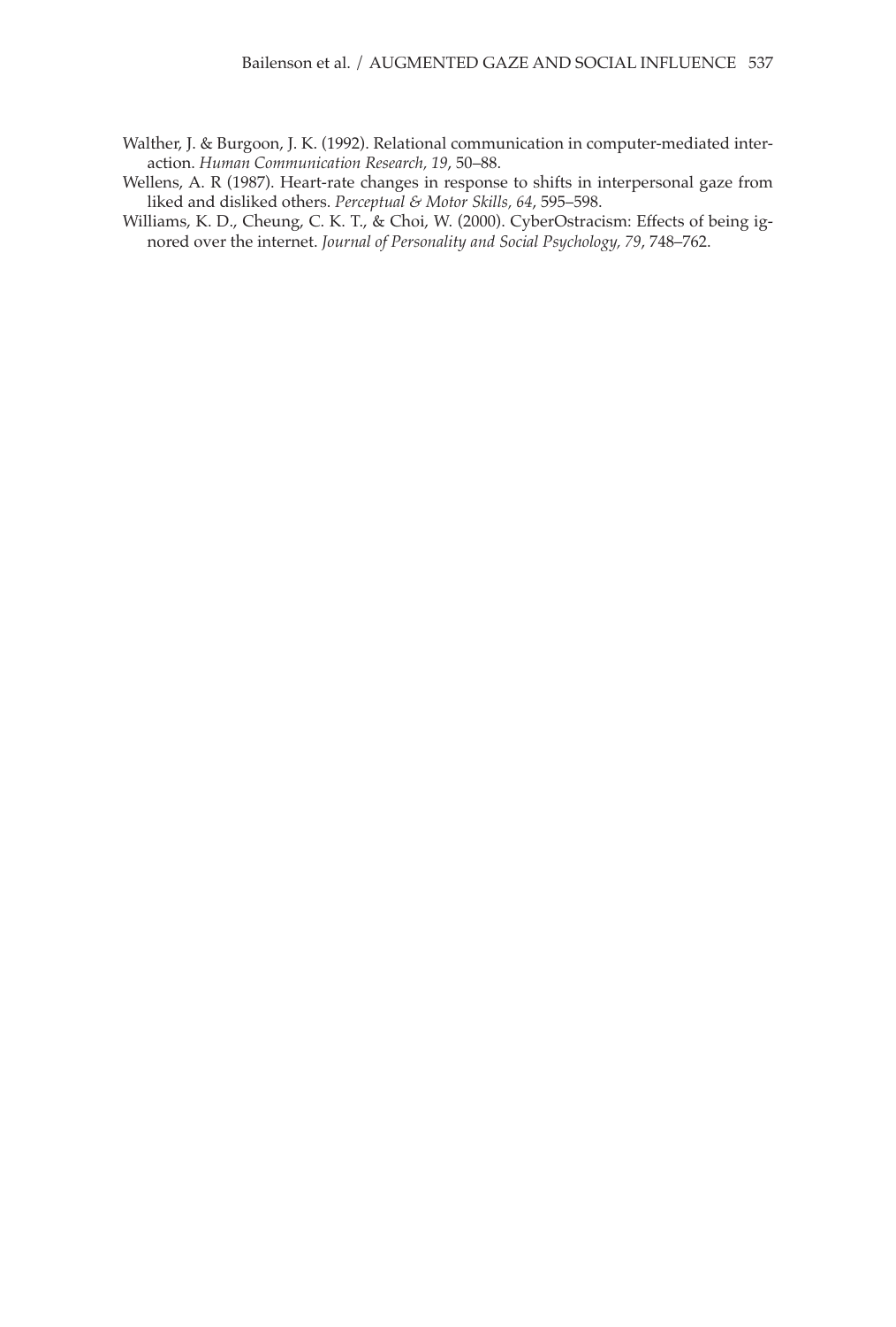Walther, J. & Burgoon, J. K. (1992). Relational communication in computer-mediated interaction. *Human Communication Research, 19*, 50–88.

Wellens, A. R (1987). Heart-rate changes in response to shifts in interpersonal gaze from liked and disliked others. *Perceptual & Motor Skills, 64*, 595–598.

Williams, K. D., Cheung, C. K. T., & Choi, W. (2000). CyberOstracism: Effects of being ignored over the internet. *Journal of Personality and Social Psychology, 79*, 748–762.